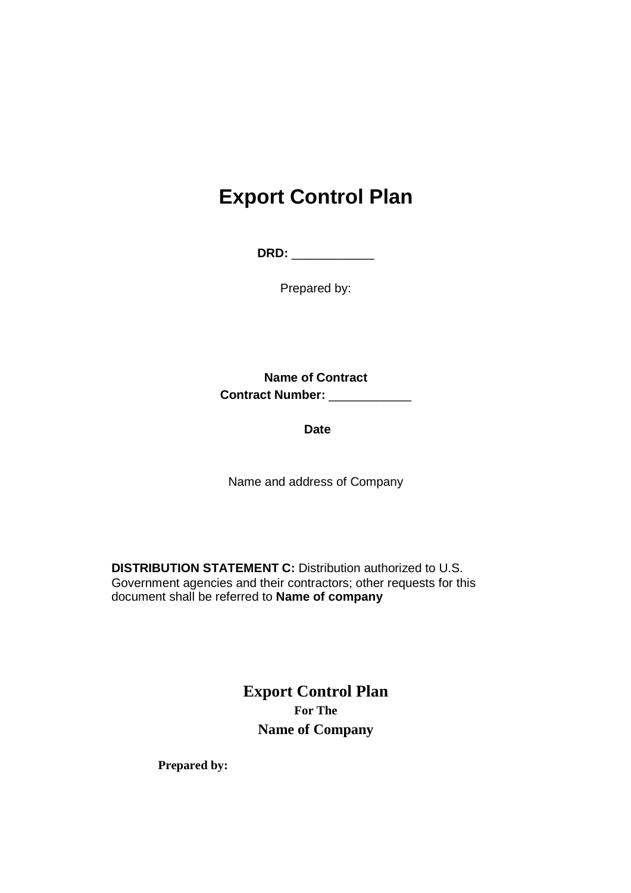# Export Control Plan

**DRD:** ____________

Prepared by:

**Name of Contract**
**Contract Number:** ____________

**Date**

Name and address of Company

**DISTRIBUTION STATEMENT C:** Distribution authorized to U.S. Government agencies and their contractors; other requests for this document shall be referred to **Name of company**

**Export Control Plan**
**For The**
**Name of Company**

**Prepared by:**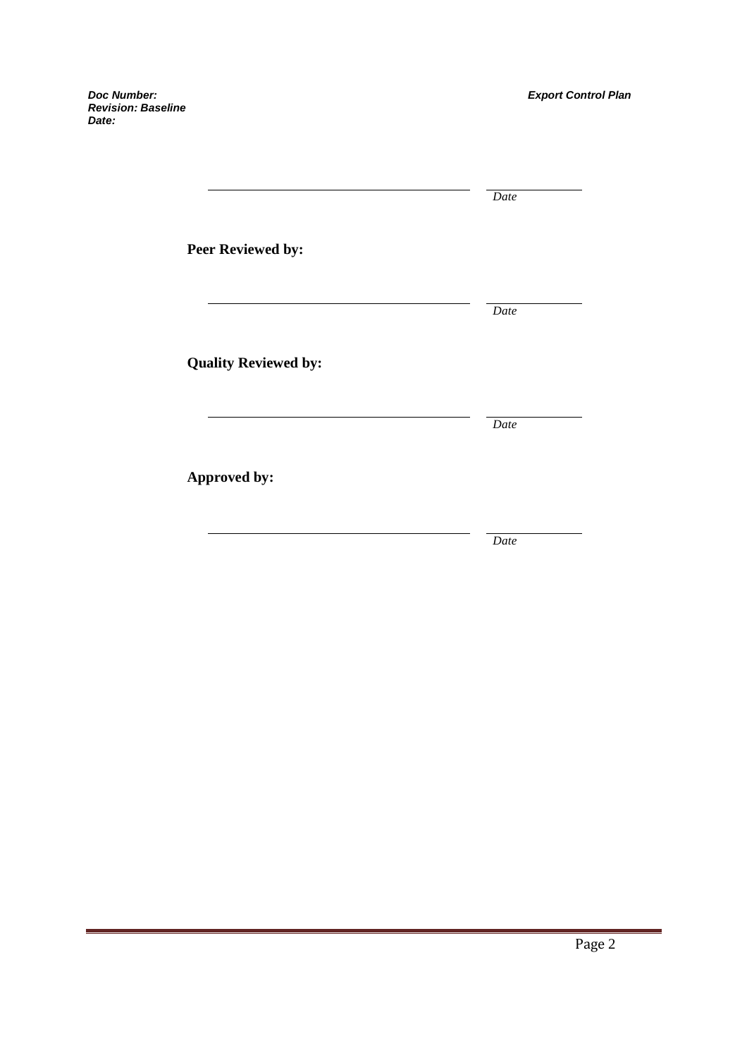_______________________________________ _______________
*Date*

**Peer Reviewed by:**

_______________________________________ _______________
*Date*

**Quality Reviewed by:**

_______________________________________ _______________
*Date*

**Approved by:**

_______________________________________ _______________
*Date*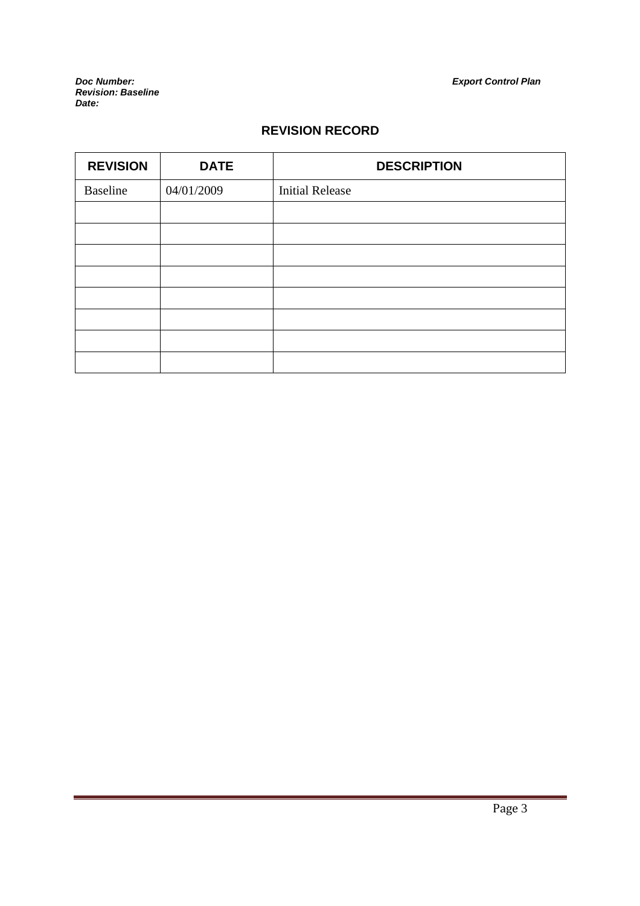## REVISION RECORD

| REVISION | DATE | DESCRIPTION |
|---|---|---|
| Baseline | 04/01/2009 | Initial Release |
| | | |
| | | |
| | | |
| | | |
| | | |
| | | |
| | | |
| | | |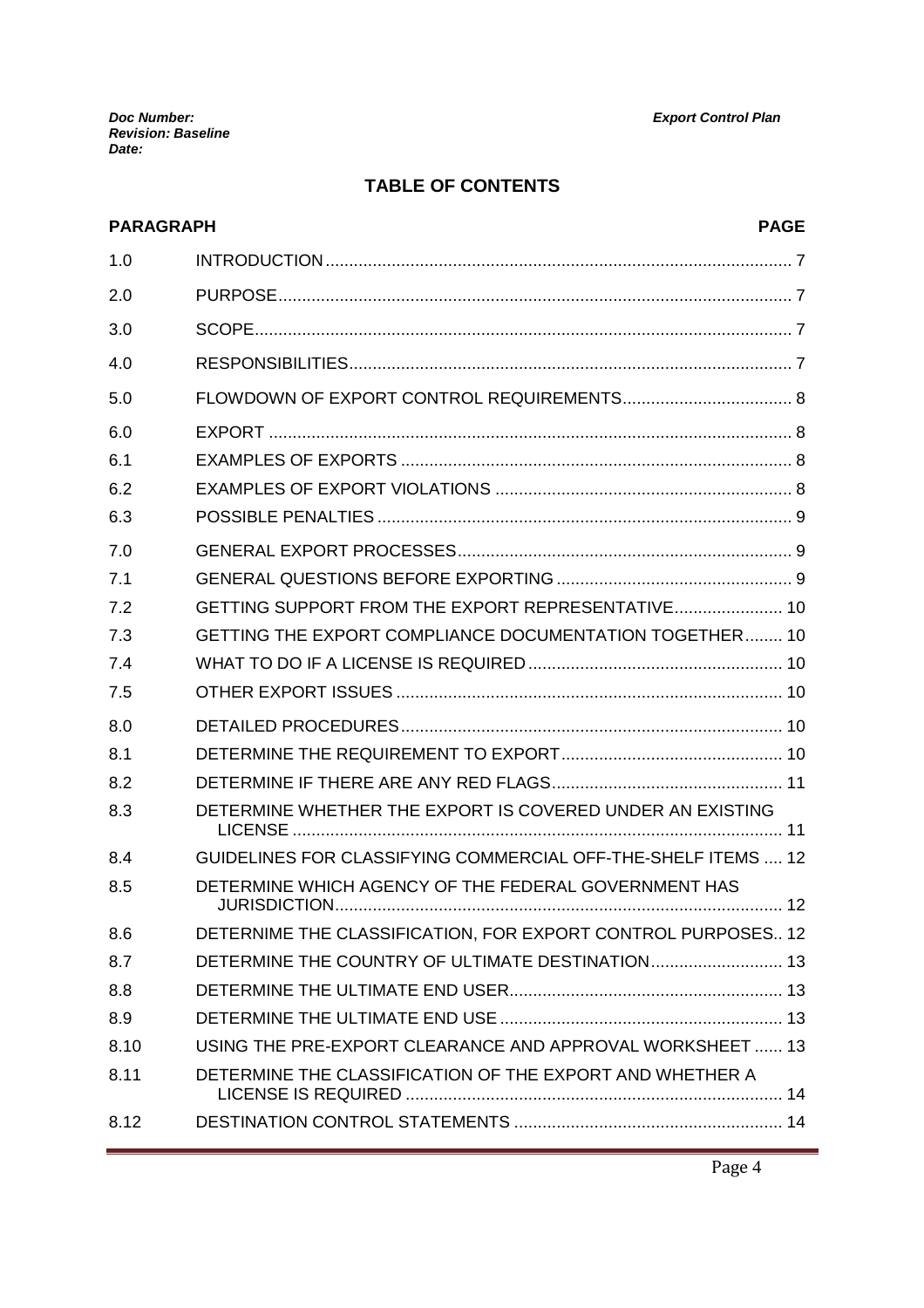## TABLE OF CONTENTS

| PARAGRAPH | | PAGE |
|---|---|---|
| 1.0 | INTRODUCTION | 7 |
| 2.0 | PURPOSE | 7 |
| 3.0 | SCOPE | 7 |
| 4.0 | RESPONSIBILITIES | 7 |
| 5.0 | FLOWDOWN OF EXPORT CONTROL REQUIREMENTS | 8 |
| 6.0 | EXPORT | 8 |
| 6.1 | EXAMPLES OF EXPORTS | 8 |
| 6.2 | EXAMPLES OF EXPORT VIOLATIONS | 8 |
| 6.3 | POSSIBLE PENALTIES | 9 |
| 7.0 | GENERAL EXPORT PROCESSES | 9 |
| 7.1 | GENERAL QUESTIONS BEFORE EXPORTING | 9 |
| 7.2 | GETTING SUPPORT FROM THE EXPORT REPRESENTATIVE | 10 |
| 7.3 | GETTING THE EXPORT COMPLIANCE DOCUMENTATION TOGETHER | 10 |
| 7.4 | WHAT TO DO IF A LICENSE IS REQUIRED | 10 |
| 7.5 | OTHER EXPORT ISSUES | 10 |
| 8.0 | DETAILED PROCEDURES | 10 |
| 8.1 | DETERMINE THE REQUIREMENT TO EXPORT | 10 |
| 8.2 | DETERMINE IF THERE ARE ANY RED FLAGS | 11 |
| 8.3 | DETERMINE WHETHER THE EXPORT IS COVERED UNDER AN EXISTING LICENSE | 11 |
| 8.4 | GUIDELINES FOR CLASSIFYING COMMERCIAL OFF-THE-SHELF ITEMS | 12 |
| 8.5 | DETERMINE WHICH AGENCY OF THE FEDERAL GOVERNMENT HAS JURISDICTION | 12 |
| 8.6 | DETERNIME THE CLASSIFICATION, FOR EXPORT CONTROL PURPOSES | 12 |
| 8.7 | DETERMINE THE COUNTRY OF ULTIMATE DESTINATION | 13 |
| 8.8 | DETERMINE THE ULTIMATE END USER | 13 |
| 8.9 | DETERMINE THE ULTIMATE END USE | 13 |
| 8.10 | USING THE PRE-EXPORT CLEARANCE AND APPROVAL WORKSHEET | 13 |
| 8.11 | DETERMINE THE CLASSIFICATION OF THE EXPORT AND WHETHER A LICENSE IS REQUIRED | 14 |
| 8.12 | DESTINATION CONTROL STATEMENTS | 14 |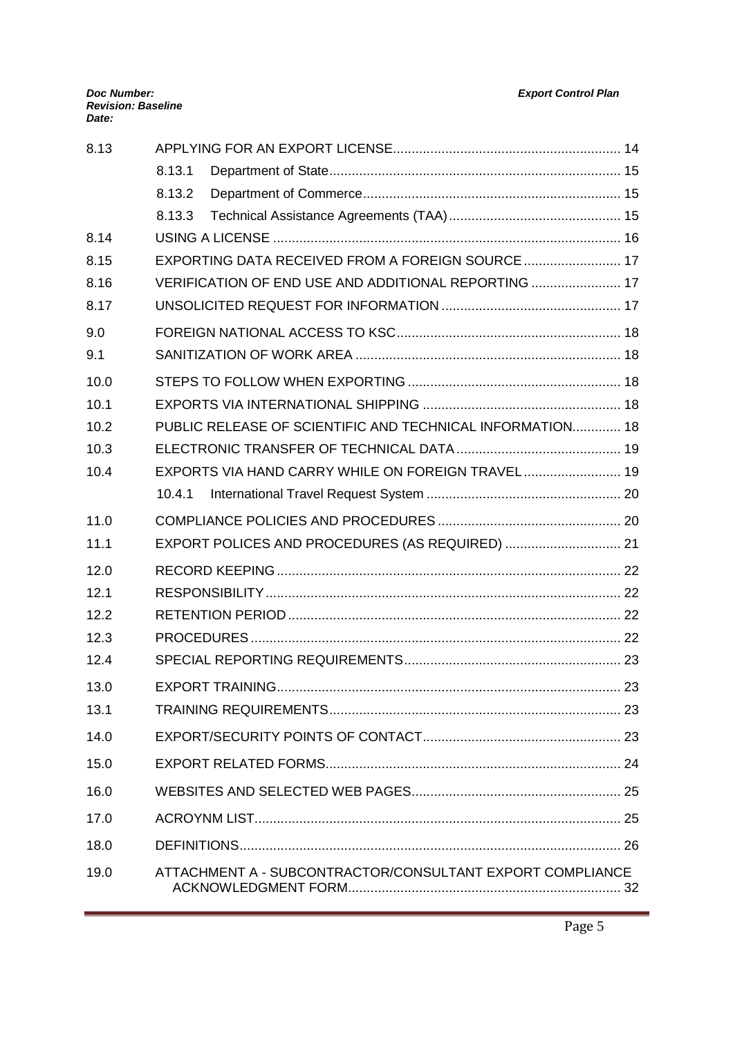| | | |
|---|---|---|
| 8.13 | APPLYING FOR AN EXPORT LICENSE | 14 |
| | 8.13.1 Department of State | 15 |
| | 8.13.2 Department of Commerce | 15 |
| | 8.13.3 Technical Assistance Agreements (TAA) | 15 |
| 8.14 | USING A LICENSE | 16 |
| 8.15 | EXPORTING DATA RECEIVED FROM A FOREIGN SOURCE | 17 |
| 8.16 | VERIFICATION OF END USE AND ADDITIONAL REPORTING | 17 |
| 8.17 | UNSOLICITED REQUEST FOR INFORMATION | 17 |
| 9.0 | FOREIGN NATIONAL ACCESS TO KSC | 18 |
| 9.1 | SANITIZATION OF WORK AREA | 18 |
| 10.0 | STEPS TO FOLLOW WHEN EXPORTING | 18 |
| 10.1 | EXPORTS VIA INTERNATIONAL SHIPPING | 18 |
| 10.2 | PUBLIC RELEASE OF SCIENTIFIC AND TECHNICAL INFORMATION | 18 |
| 10.3 | ELECTRONIC TRANSFER OF TECHNICAL DATA | 19 |
| 10.4 | EXPORTS VIA HAND CARRY WHILE ON FOREIGN TRAVEL | 19 |
| | 10.4.1 International Travel Request System | 20 |
| 11.0 | COMPLIANCE POLICIES AND PROCEDURES | 20 |
| 11.1 | EXPORT POLICES AND PROCEDURES (AS REQUIRED) | 21 |
| 12.0 | RECORD KEEPING | 22 |
| 12.1 | RESPONSIBILITY | 22 |
| 12.2 | RETENTION PERIOD | 22 |
| 12.3 | PROCEDURES | 22 |
| 12.4 | SPECIAL REPORTING REQUIREMENTS | 23 |
| 13.0 | EXPORT TRAINING | 23 |
| 13.1 | TRAINING REQUIREMENTS | 23 |
| 14.0 | EXPORT/SECURITY POINTS OF CONTACT | 23 |
| 15.0 | EXPORT RELATED FORMS | 24 |
| 16.0 | WEBSITES AND SELECTED WEB PAGES | 25 |
| 17.0 | ACROYNM LIST | 25 |
| 18.0 | DEFINITIONS | 26 |
| 19.0 | ATTACHMENT A - SUBCONTRACTOR/CONSULTANT EXPORT COMPLIANCE ACKNOWLEDGMENT FORM | 32 |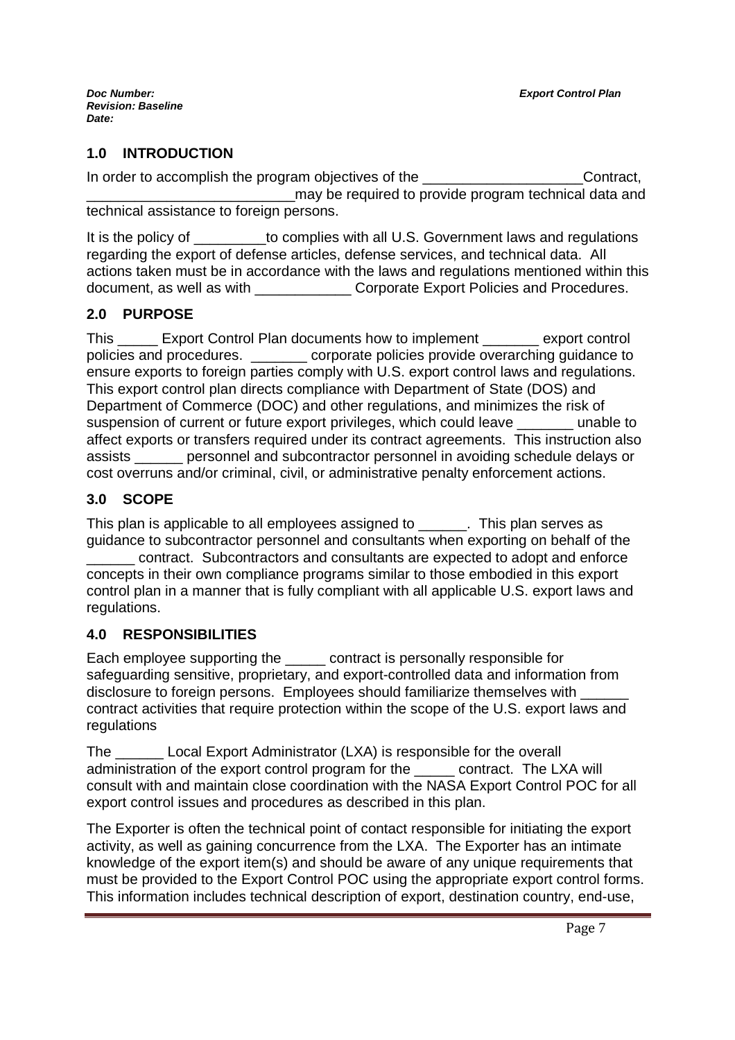## 1.0 INTRODUCTION

In order to accomplish the program objectives of the ____________________Contract, __________________________may be required to provide program technical data and technical assistance to foreign persons.

It is the policy of _________to complies with all U.S. Government laws and regulations regarding the export of defense articles, defense services, and technical data. All actions taken must be in accordance with the laws and regulations mentioned within this document, as well as with ____________ Corporate Export Policies and Procedures.

## 2.0 PURPOSE

This _____ Export Control Plan documents how to implement _______ export control policies and procedures. _______ corporate policies provide overarching guidance to ensure exports to foreign parties comply with U.S. export control laws and regulations. This export control plan directs compliance with Department of State (DOS) and Department of Commerce (DOC) and other regulations, and minimizes the risk of suspension of current or future export privileges, which could leave _______ unable to affect exports or transfers required under its contract agreements. This instruction also assists ______ personnel and subcontractor personnel in avoiding schedule delays or cost overruns and/or criminal, civil, or administrative penalty enforcement actions.

## 3.0 SCOPE

This plan is applicable to all employees assigned to ______. This plan serves as guidance to subcontractor personnel and consultants when exporting on behalf of the ______ contract. Subcontractors and consultants are expected to adopt and enforce concepts in their own compliance programs similar to those embodied in this export control plan in a manner that is fully compliant with all applicable U.S. export laws and regulations.

## 4.0 RESPONSIBILITIES

Each employee supporting the _____ contract is personally responsible for safeguarding sensitive, proprietary, and export-controlled data and information from disclosure to foreign persons. Employees should familiarize themselves with ______ contract activities that require protection within the scope of the U.S. export laws and regulations

The ______ Local Export Administrator (LXA) is responsible for the overall administration of the export control program for the _____ contract. The LXA will consult with and maintain close coordination with the NASA Export Control POC for all export control issues and procedures as described in this plan.

The Exporter is often the technical point of contact responsible for initiating the export activity, as well as gaining concurrence from the LXA. The Exporter has an intimate knowledge of the export item(s) and should be aware of any unique requirements that must be provided to the Export Control POC using the appropriate export control forms. This information includes technical description of export, destination country, end-use,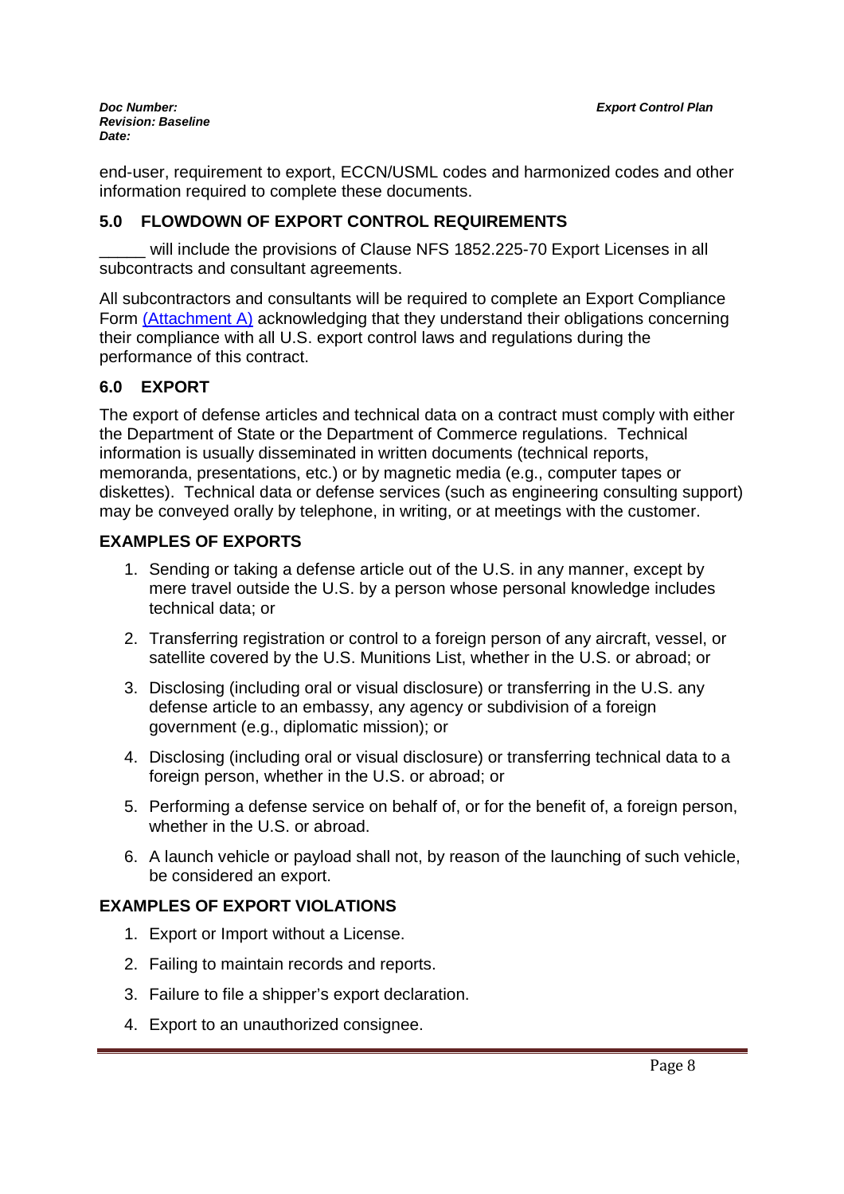end-user, requirement to export, ECCN/USML codes and harmonized codes and other information required to complete these documents.

## 5.0 FLOWDOWN OF EXPORT CONTROL REQUIREMENTS

_____ will include the provisions of Clause NFS 1852.225-70 Export Licenses in all subcontracts and consultant agreements.

All subcontractors and consultants will be required to complete an Export Compliance Form (Attachment A) acknowledging that they understand their obligations concerning their compliance with all U.S. export control laws and regulations during the performance of this contract.

## 6.0 EXPORT

The export of defense articles and technical data on a contract must comply with either the Department of State or the Department of Commerce regulations. Technical information is usually disseminated in written documents (technical reports, memoranda, presentations, etc.) or by magnetic media (e.g., computer tapes or diskettes). Technical data or defense services (such as engineering consulting support) may be conveyed orally by telephone, in writing, or at meetings with the customer.

### EXAMPLES OF EXPORTS

1. Sending or taking a defense article out of the U.S. in any manner, except by mere travel outside the U.S. by a person whose personal knowledge includes technical data; or
2. Transferring registration or control to a foreign person of any aircraft, vessel, or satellite covered by the U.S. Munitions List, whether in the U.S. or abroad; or
3. Disclosing (including oral or visual disclosure) or transferring in the U.S. any defense article to an embassy, any agency or subdivision of a foreign government (e.g., diplomatic mission); or
4. Disclosing (including oral or visual disclosure) or transferring technical data to a foreign person, whether in the U.S. or abroad; or
5. Performing a defense service on behalf of, or for the benefit of, a foreign person, whether in the U.S. or abroad.
6. A launch vehicle or payload shall not, by reason of the launching of such vehicle, be considered an export.

### EXAMPLES OF EXPORT VIOLATIONS

1. Export or Import without a License.
2. Failing to maintain records and reports.
3. Failure to file a shipper's export declaration.
4. Export to an unauthorized consignee.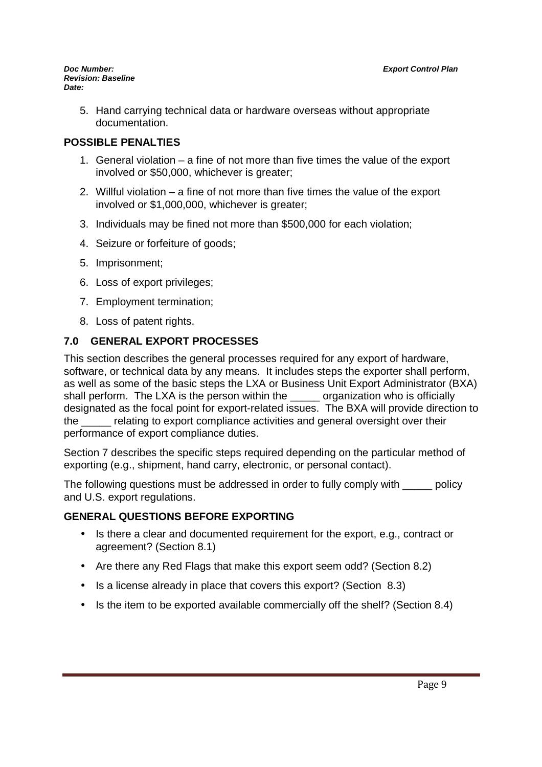5. Hand carrying technical data or hardware overseas without appropriate documentation.

**POSSIBLE PENALTIES**

1. General violation – a fine of not more than five times the value of the export involved or $50,000, whichever is greater;
2. Willful violation – a fine of not more than five times the value of the export involved or $1,000,000, whichever is greater;
3. Individuals may be fined not more than $500,000 for each violation;
4. Seizure or forfeiture of goods;
5. Imprisonment;
6. Loss of export privileges;
7. Employment termination;
8. Loss of patent rights.

## 7.0 GENERAL EXPORT PROCESSES

This section describes the general processes required for any export of hardware, software, or technical data by any means. It includes steps the exporter shall perform, as well as some of the basic steps the LXA or Business Unit Export Administrator (BXA) shall perform. The LXA is the person within the _____ organization who is officially designated as the focal point for export-related issues. The BXA will provide direction to the _____ relating to export compliance activities and general oversight over their performance of export compliance duties.

Section 7 describes the specific steps required depending on the particular method of exporting (e.g., shipment, hand carry, electronic, or personal contact).

The following questions must be addressed in order to fully comply with _____ policy and U.S. export regulations.

**GENERAL QUESTIONS BEFORE EXPORTING**

- Is there a clear and documented requirement for the export, e.g., contract or agreement? (Section 8.1)
- Are there any Red Flags that make this export seem odd? (Section 8.2)
- Is a license already in place that covers this export? (Section 8.3)
- Is the item to be exported available commercially off the shelf? (Section 8.4)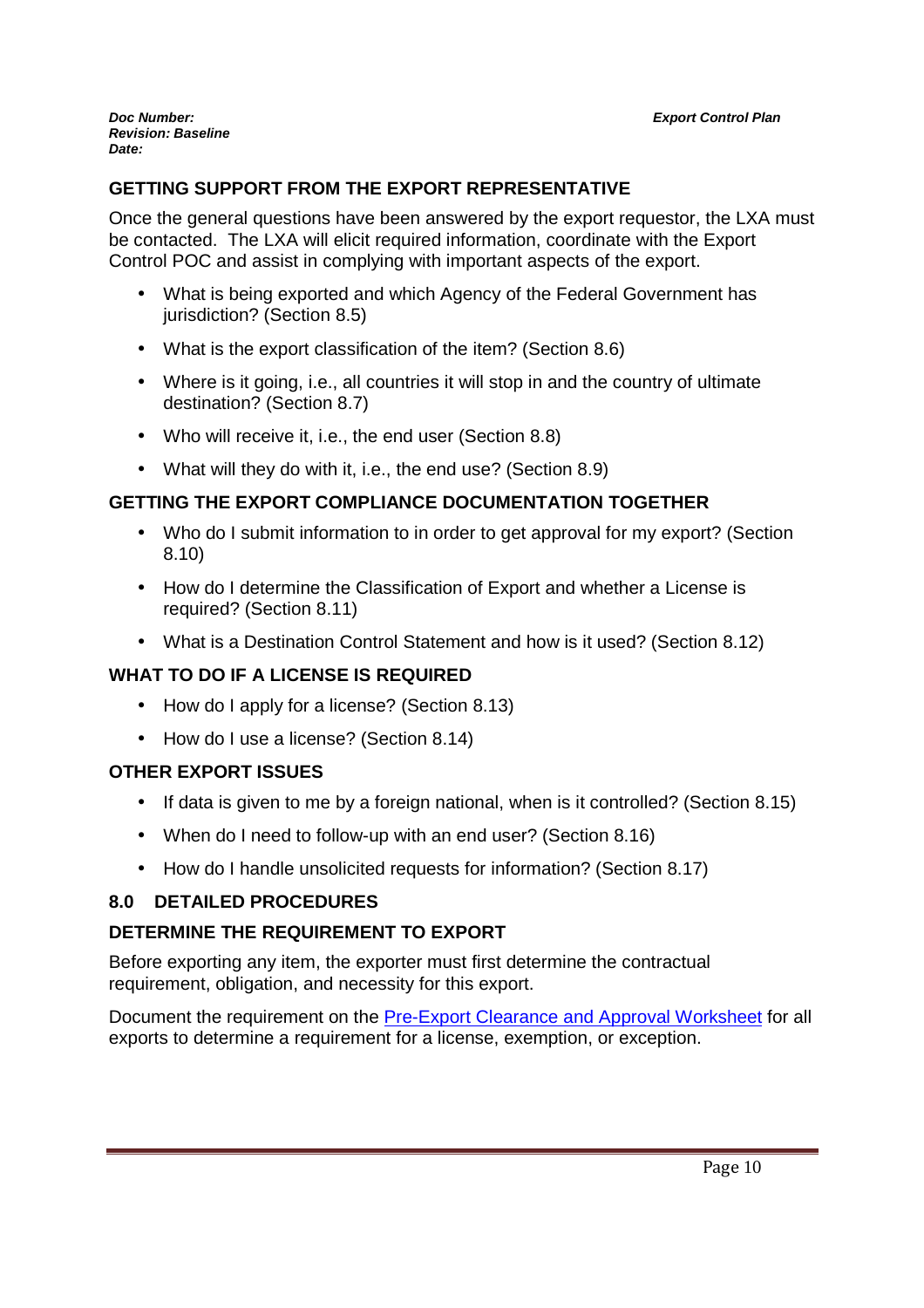### GETTING SUPPORT FROM THE EXPORT REPRESENTATIVE

Once the general questions have been answered by the export requestor, the LXA must be contacted. The LXA will elicit required information, coordinate with the Export Control POC and assist in complying with important aspects of the export.

- What is being exported and which Agency of the Federal Government has jurisdiction? (Section 8.5)
- What is the export classification of the item? (Section 8.6)
- Where is it going, i.e., all countries it will stop in and the country of ultimate destination? (Section 8.7)
- Who will receive it, i.e., the end user (Section 8.8)
- What will they do with it, i.e., the end use? (Section 8.9)

### GETTING THE EXPORT COMPLIANCE DOCUMENTATION TOGETHER

- Who do I submit information to in order to get approval for my export? (Section 8.10)
- How do I determine the Classification of Export and whether a License is required? (Section 8.11)
- What is a Destination Control Statement and how is it used? (Section 8.12)

### WHAT TO DO IF A LICENSE IS REQUIRED

- How do I apply for a license? (Section 8.13)
- How do I use a license? (Section 8.14)

### OTHER EXPORT ISSUES

- If data is given to me by a foreign national, when is it controlled? (Section 8.15)
- When do I need to follow-up with an end user? (Section 8.16)
- How do I handle unsolicited requests for information? (Section 8.17)

## 8.0 DETAILED PROCEDURES

### DETERMINE THE REQUIREMENT TO EXPORT

Before exporting any item, the exporter must first determine the contractual requirement, obligation, and necessity for this export.

Document the requirement on the Pre-Export Clearance and Approval Worksheet for all exports to determine a requirement for a license, exemption, or exception.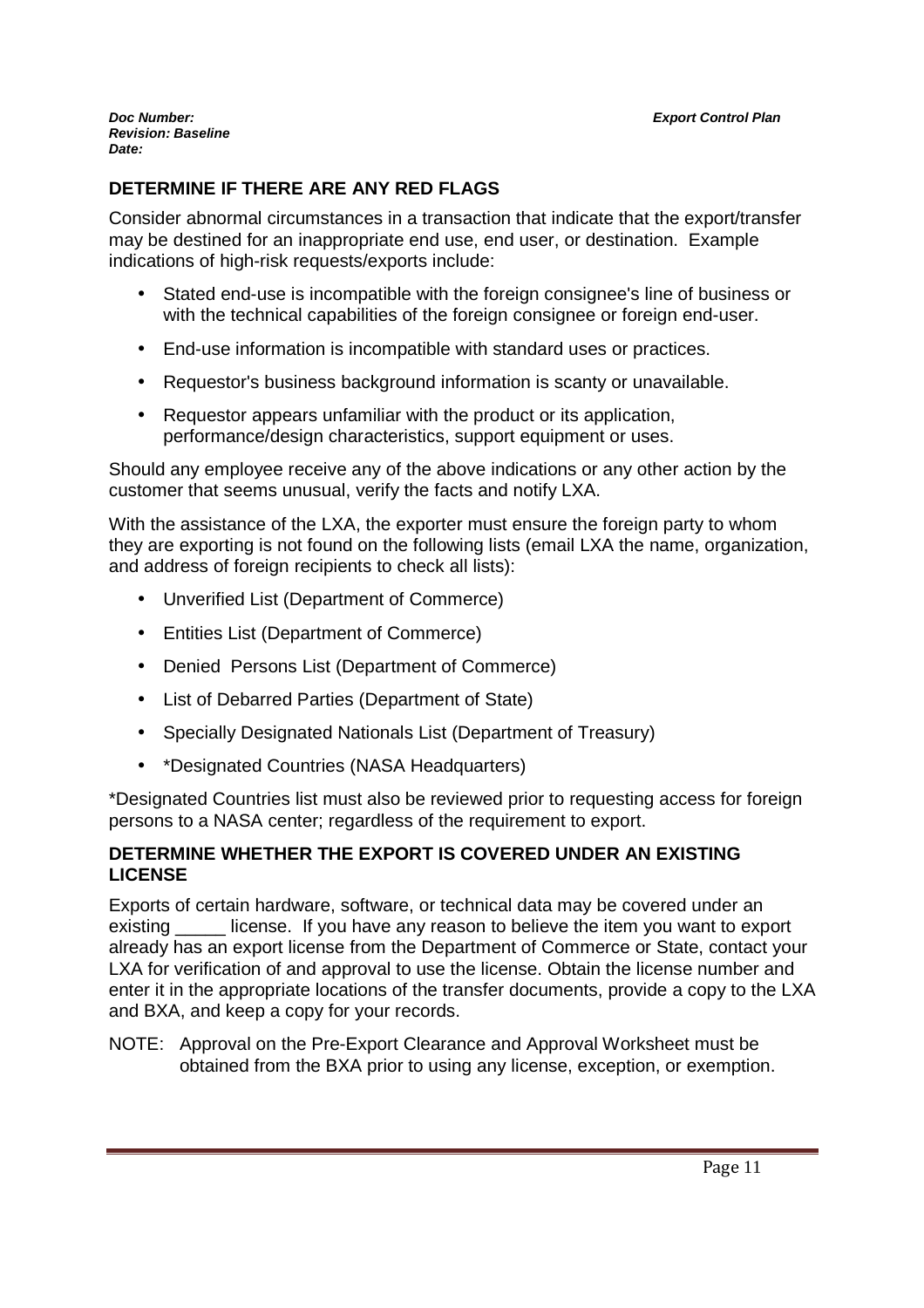## DETERMINE IF THERE ARE ANY RED FLAGS

Consider abnormal circumstances in a transaction that indicate that the export/transfer may be destined for an inappropriate end use, end user, or destination. Example indications of high-risk requests/exports include:

- Stated end-use is incompatible with the foreign consignee's line of business or with the technical capabilities of the foreign consignee or foreign end-user.
- End-use information is incompatible with standard uses or practices.
- Requestor's business background information is scanty or unavailable.
- Requestor appears unfamiliar with the product or its application, performance/design characteristics, support equipment or uses.

Should any employee receive any of the above indications or any other action by the customer that seems unusual, verify the facts and notify LXA.

With the assistance of the LXA, the exporter must ensure the foreign party to whom they are exporting is not found on the following lists (email LXA the name, organization, and address of foreign recipients to check all lists):

- Unverified List (Department of Commerce)
- Entities List (Department of Commerce)
- Denied Persons List (Department of Commerce)
- List of Debarred Parties (Department of State)
- Specially Designated Nationals List (Department of Treasury)
- *Designated Countries (NASA Headquarters)

*Designated Countries list must also be reviewed prior to requesting access for foreign persons to a NASA center; regardless of the requirement to export.

## DETERMINE WHETHER THE EXPORT IS COVERED UNDER AN EXISTING LICENSE

Exports of certain hardware, software, or technical data may be covered under an existing _____ license. If you have any reason to believe the item you want to export already has an export license from the Department of Commerce or State, contact your LXA for verification of and approval to use the license. Obtain the license number and enter it in the appropriate locations of the transfer documents, provide a copy to the LXA and BXA, and keep a copy for your records.

NOTE: Approval on the Pre-Export Clearance and Approval Worksheet must be obtained from the BXA prior to using any license, exception, or exemption.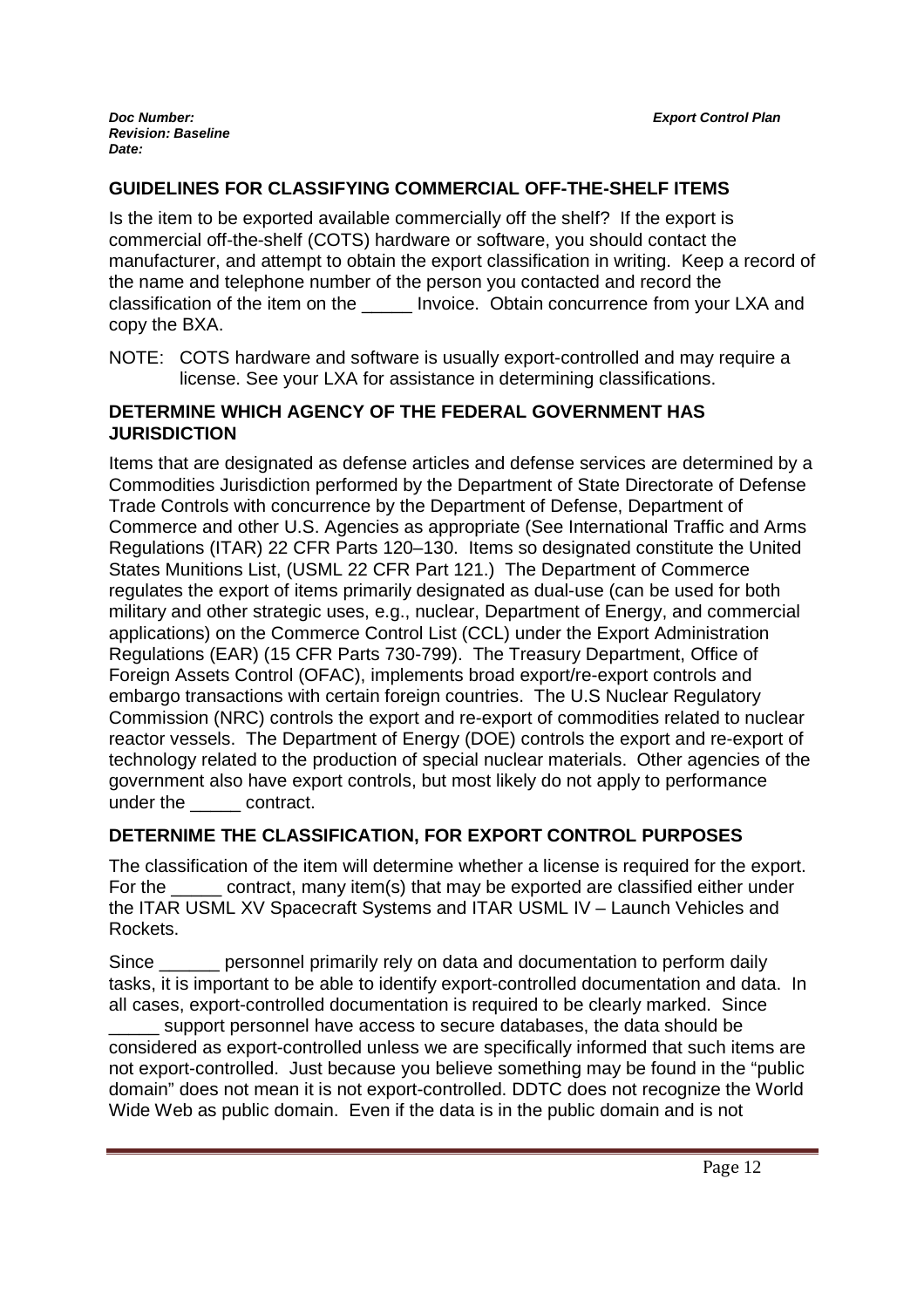## GUIDELINES FOR CLASSIFYING COMMERCIAL OFF-THE-SHELF ITEMS

Is the item to be exported available commercially off the shelf? If the export is commercial off-the-shelf (COTS) hardware or software, you should contact the manufacturer, and attempt to obtain the export classification in writing. Keep a record of the name and telephone number of the person you contacted and record the classification of the item on the _____ Invoice. Obtain concurrence from your LXA and copy the BXA.

NOTE: COTS hardware and software is usually export-controlled and may require a license. See your LXA for assistance in determining classifications.

## DETERMINE WHICH AGENCY OF THE FEDERAL GOVERNMENT HAS JURISDICTION

Items that are designated as defense articles and defense services are determined by a Commodities Jurisdiction performed by the Department of State Directorate of Defense Trade Controls with concurrence by the Department of Defense, Department of Commerce and other U.S. Agencies as appropriate (See International Traffic and Arms Regulations (ITAR) 22 CFR Parts 120–130. Items so designated constitute the United States Munitions List, (USML 22 CFR Part 121.) The Department of Commerce regulates the export of items primarily designated as dual-use (can be used for both military and other strategic uses, e.g., nuclear, Department of Energy, and commercial applications) on the Commerce Control List (CCL) under the Export Administration Regulations (EAR) (15 CFR Parts 730-799). The Treasury Department, Office of Foreign Assets Control (OFAC), implements broad export/re-export controls and embargo transactions with certain foreign countries. The U.S Nuclear Regulatory Commission (NRC) controls the export and re-export of commodities related to nuclear reactor vessels. The Department of Energy (DOE) controls the export and re-export of technology related to the production of special nuclear materials. Other agencies of the government also have export controls, but most likely do not apply to performance under the _____ contract.

## DETERNIME THE CLASSIFICATION, FOR EXPORT CONTROL PURPOSES

The classification of the item will determine whether a license is required for the export. For the _____ contract, many item(s) that may be exported are classified either under the ITAR USML XV Spacecraft Systems and ITAR USML IV – Launch Vehicles and Rockets.

Since ______ personnel primarily rely on data and documentation to perform daily tasks, it is important to be able to identify export-controlled documentation and data. In all cases, export-controlled documentation is required to be clearly marked. Since _____ support personnel have access to secure databases, the data should be considered as export-controlled unless we are specifically informed that such items are not export-controlled. Just because you believe something may be found in the "public domain" does not mean it is not export-controlled. DDTC does not recognize the World Wide Web as public domain. Even if the data is in the public domain and is not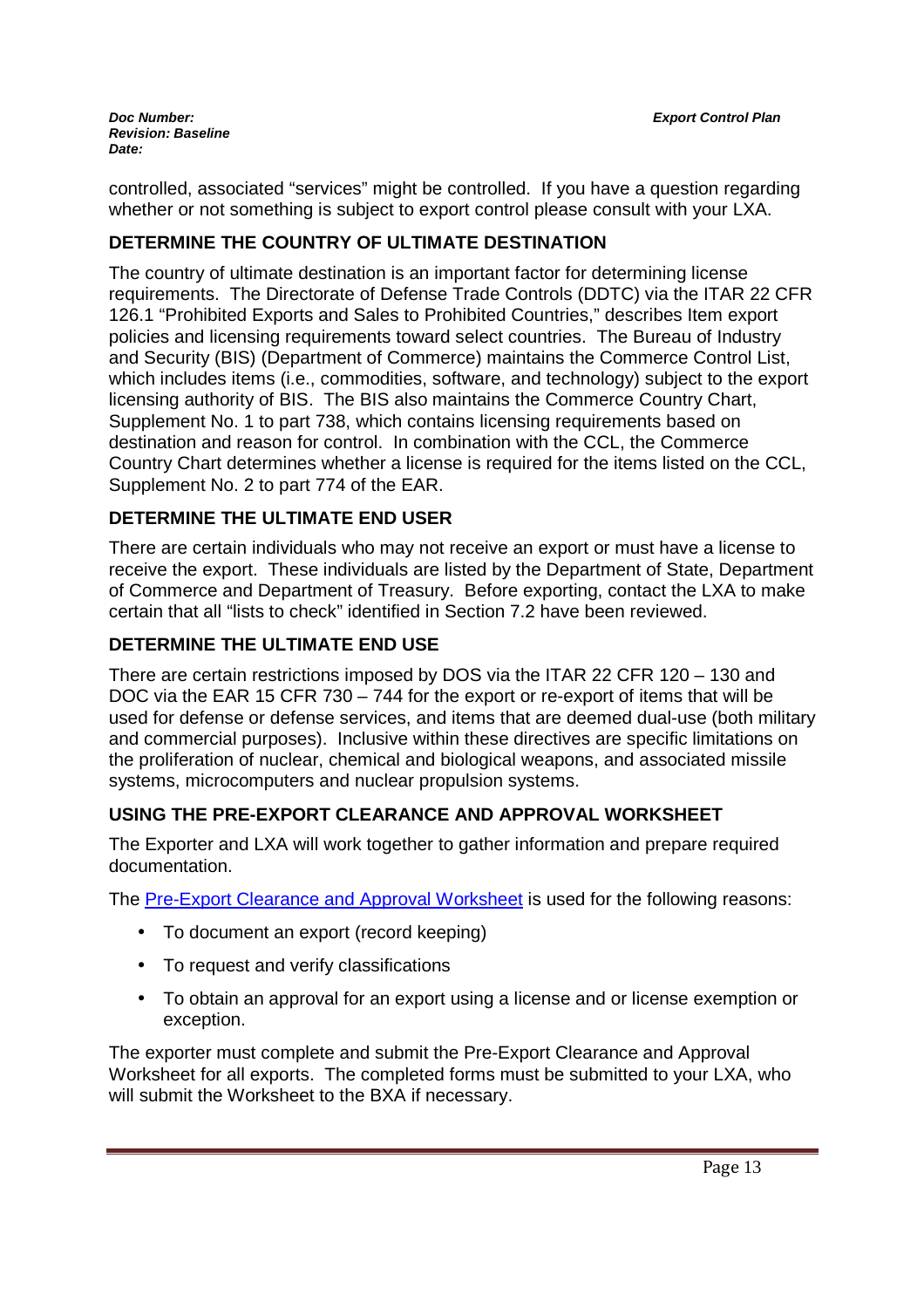controlled, associated "services" might be controlled. If you have a question regarding whether or not something is subject to export control please consult with your LXA.

## DETERMINE THE COUNTRY OF ULTIMATE DESTINATION

The country of ultimate destination is an important factor for determining license requirements. The Directorate of Defense Trade Controls (DDTC) via the ITAR 22 CFR 126.1 "Prohibited Exports and Sales to Prohibited Countries," describes Item export policies and licensing requirements toward select countries. The Bureau of Industry and Security (BIS) (Department of Commerce) maintains the Commerce Control List, which includes items (i.e., commodities, software, and technology) subject to the export licensing authority of BIS. The BIS also maintains the Commerce Country Chart, Supplement No. 1 to part 738, which contains licensing requirements based on destination and reason for control. In combination with the CCL, the Commerce Country Chart determines whether a license is required for the items listed on the CCL, Supplement No. 2 to part 774 of the EAR.

## DETERMINE THE ULTIMATE END USER

There are certain individuals who may not receive an export or must have a license to receive the export. These individuals are listed by the Department of State, Department of Commerce and Department of Treasury. Before exporting, contact the LXA to make certain that all "lists to check" identified in Section 7.2 have been reviewed.

## DETERMINE THE ULTIMATE END USE

There are certain restrictions imposed by DOS via the ITAR 22 CFR 120 – 130 and DOC via the EAR 15 CFR 730 – 744 for the export or re-export of items that will be used for defense or defense services, and items that are deemed dual-use (both military and commercial purposes). Inclusive within these directives are specific limitations on the proliferation of nuclear, chemical and biological weapons, and associated missile systems, microcomputers and nuclear propulsion systems.

## USING THE PRE-EXPORT CLEARANCE AND APPROVAL WORKSHEET

The Exporter and LXA will work together to gather information and prepare required documentation.

The Pre-Export Clearance and Approval Worksheet is used for the following reasons:

- To document an export (record keeping)
- To request and verify classifications
- To obtain an approval for an export using a license and or license exemption or exception.

The exporter must complete and submit the Pre-Export Clearance and Approval Worksheet for all exports. The completed forms must be submitted to your LXA, who will submit the Worksheet to the BXA if necessary.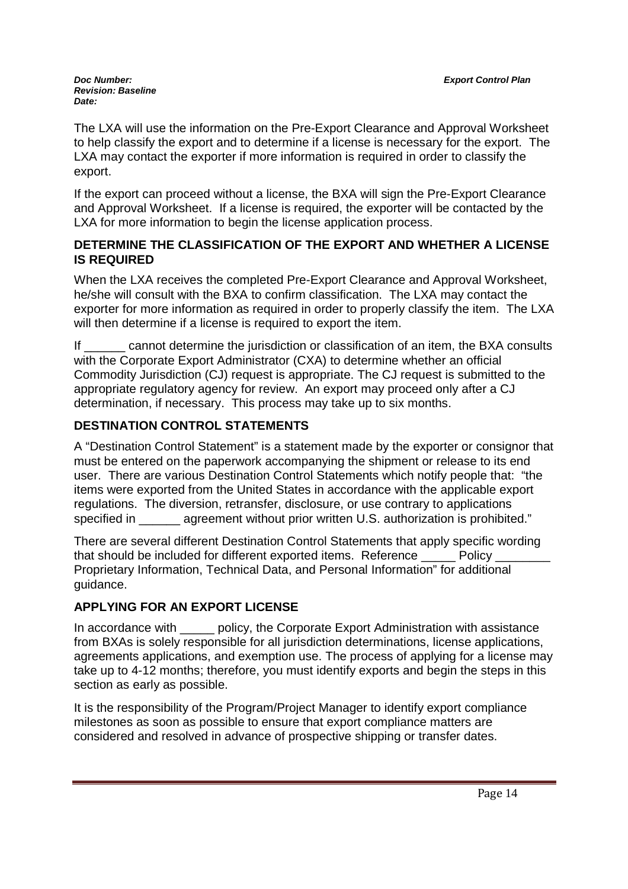The LXA will use the information on the Pre-Export Clearance and Approval Worksheet to help classify the export and to determine if a license is necessary for the export. The LXA may contact the exporter if more information is required in order to classify the export.

If the export can proceed without a license, the BXA will sign the Pre-Export Clearance and Approval Worksheet. If a license is required, the exporter will be contacted by the LXA for more information to begin the license application process.

## DETERMINE THE CLASSIFICATION OF THE EXPORT AND WHETHER A LICENSE IS REQUIRED

When the LXA receives the completed Pre-Export Clearance and Approval Worksheet, he/she will consult with the BXA to confirm classification. The LXA may contact the exporter for more information as required in order to properly classify the item. The LXA will then determine if a license is required to export the item.

If ______ cannot determine the jurisdiction or classification of an item, the BXA consults with the Corporate Export Administrator (CXA) to determine whether an official Commodity Jurisdiction (CJ) request is appropriate. The CJ request is submitted to the appropriate regulatory agency for review. An export may proceed only after a CJ determination, if necessary. This process may take up to six months.

## DESTINATION CONTROL STATEMENTS

A "Destination Control Statement" is a statement made by the exporter or consignor that must be entered on the paperwork accompanying the shipment or release to its end user. There are various Destination Control Statements which notify people that: "the items were exported from the United States in accordance with the applicable export regulations. The diversion, retransfer, disclosure, or use contrary to applications specified in ______ agreement without prior written U.S. authorization is prohibited."

There are several different Destination Control Statements that apply specific wording that should be included for different exported items. Reference _____ Policy ________ Proprietary Information, Technical Data, and Personal Information" for additional guidance.

## APPLYING FOR AN EXPORT LICENSE

In accordance with _____ policy, the Corporate Export Administration with assistance from BXAs is solely responsible for all jurisdiction determinations, license applications, agreements applications, and exemption use. The process of applying for a license may take up to 4-12 months; therefore, you must identify exports and begin the steps in this section as early as possible.

It is the responsibility of the Program/Project Manager to identify export compliance milestones as soon as possible to ensure that export compliance matters are considered and resolved in advance of prospective shipping or transfer dates.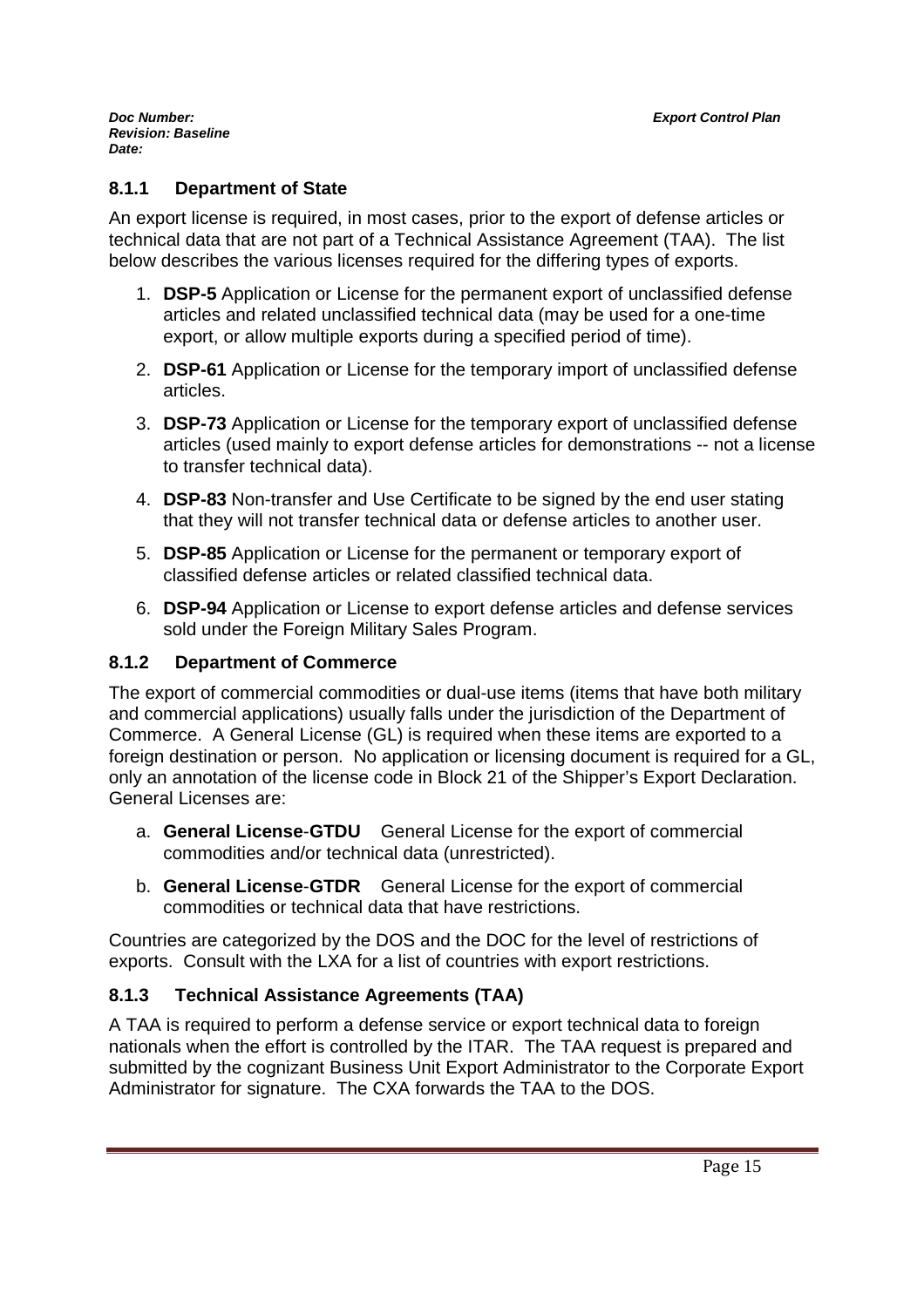### 8.1.1 Department of State

An export license is required, in most cases, prior to the export of defense articles or technical data that are not part of a Technical Assistance Agreement (TAA). The list below describes the various licenses required for the differing types of exports.

1. **DSP-5** Application or License for the permanent export of unclassified defense articles and related unclassified technical data (may be used for a one-time export, or allow multiple exports during a specified period of time).
2. **DSP-61** Application or License for the temporary import of unclassified defense articles.
3. **DSP-73** Application or License for the temporary export of unclassified defense articles (used mainly to export defense articles for demonstrations -- not a license to transfer technical data).
4. **DSP-83** Non-transfer and Use Certificate to be signed by the end user stating that they will not transfer technical data or defense articles to another user.
5. **DSP-85** Application or License for the permanent or temporary export of classified defense articles or related classified technical data.
6. **DSP-94** Application or License to export defense articles and defense services sold under the Foreign Military Sales Program.

### 8.1.2 Department of Commerce

The export of commercial commodities or dual-use items (items that have both military and commercial applications) usually falls under the jurisdiction of the Department of Commerce. A General License (GL) is required when these items are exported to a foreign destination or person. No application or licensing document is required for a GL, only an annotation of the license code in Block 21 of the Shipper's Export Declaration. General Licenses are:

a. **General License-GTDU** General License for the export of commercial commodities and/or technical data (unrestricted).

b. **General License-GTDR** General License for the export of commercial commodities or technical data that have restrictions.

Countries are categorized by the DOS and the DOC for the level of restrictions of exports. Consult with the LXA for a list of countries with export restrictions.

### 8.1.3 Technical Assistance Agreements (TAA)

A TAA is required to perform a defense service or export technical data to foreign nationals when the effort is controlled by the ITAR. The TAA request is prepared and submitted by the cognizant Business Unit Export Administrator to the Corporate Export Administrator for signature. The CXA forwards the TAA to the DOS.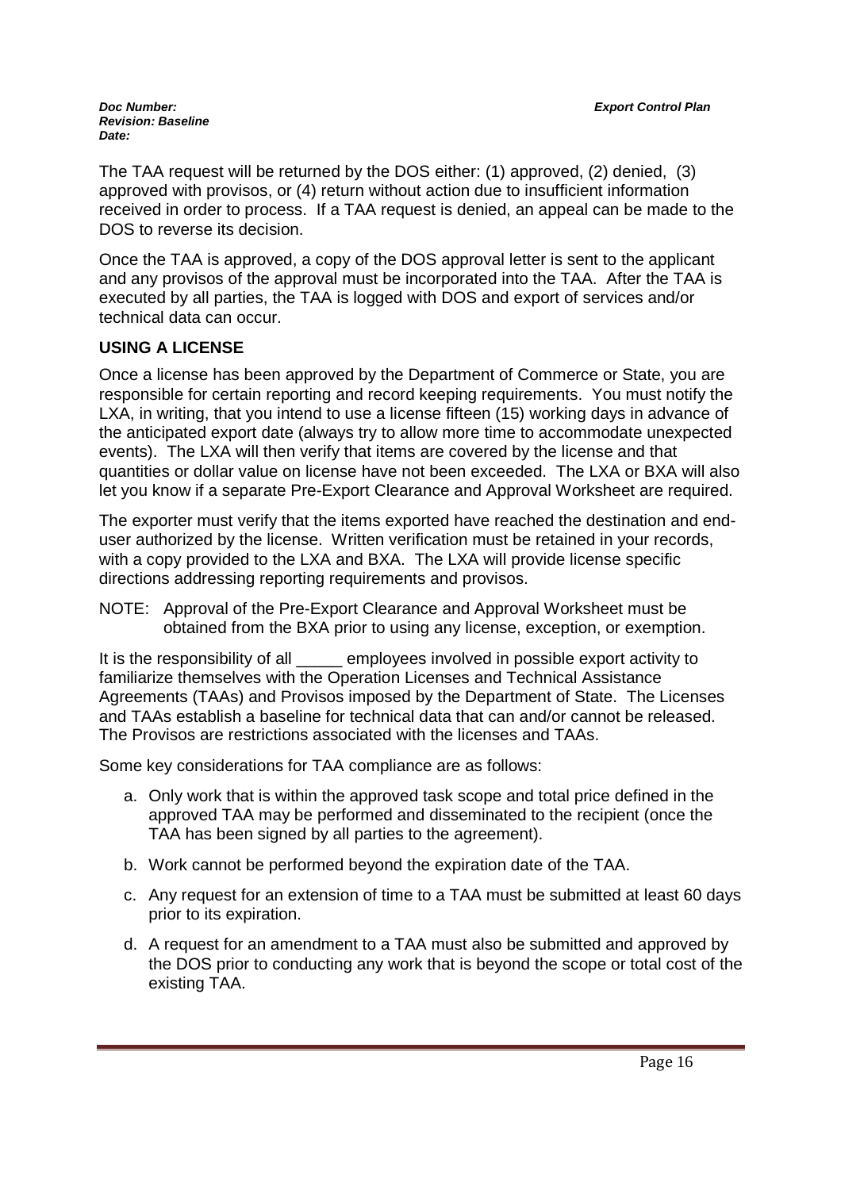The TAA request will be returned by the DOS either: (1) approved, (2) denied, (3) approved with provisos, or (4) return without action due to insufficient information received in order to process. If a TAA request is denied, an appeal can be made to the DOS to reverse its decision.

Once the TAA is approved, a copy of the DOS approval letter is sent to the applicant and any provisos of the approval must be incorporated into the TAA. After the TAA is executed by all parties, the TAA is logged with DOS and export of services and/or technical data can occur.

**USING A LICENSE**

Once a license has been approved by the Department of Commerce or State, you are responsible for certain reporting and record keeping requirements. You must notify the LXA, in writing, that you intend to use a license fifteen (15) working days in advance of the anticipated export date (always try to allow more time to accommodate unexpected events). The LXA will then verify that items are covered by the license and that quantities or dollar value on license have not been exceeded. The LXA or BXA will also let you know if a separate Pre-Export Clearance and Approval Worksheet are required.

The exporter must verify that the items exported have reached the destination and end-user authorized by the license. Written verification must be retained in your records, with a copy provided to the LXA and BXA. The LXA will provide license specific directions addressing reporting requirements and provisos.

NOTE: Approval of the Pre-Export Clearance and Approval Worksheet must be obtained from the BXA prior to using any license, exception, or exemption.

It is the responsibility of all _____ employees involved in possible export activity to familiarize themselves with the Operation Licenses and Technical Assistance Agreements (TAAs) and Provisos imposed by the Department of State. The Licenses and TAAs establish a baseline for technical data that can and/or cannot be released. The Provisos are restrictions associated with the licenses and TAAs.

Some key considerations for TAA compliance are as follows:

a. Only work that is within the approved task scope and total price defined in the approved TAA may be performed and disseminated to the recipient (once the TAA has been signed by all parties to the agreement).
b. Work cannot be performed beyond the expiration date of the TAA.
c. Any request for an extension of time to a TAA must be submitted at least 60 days prior to its expiration.
d. A request for an amendment to a TAA must also be submitted and approved by the DOS prior to conducting any work that is beyond the scope or total cost of the existing TAA.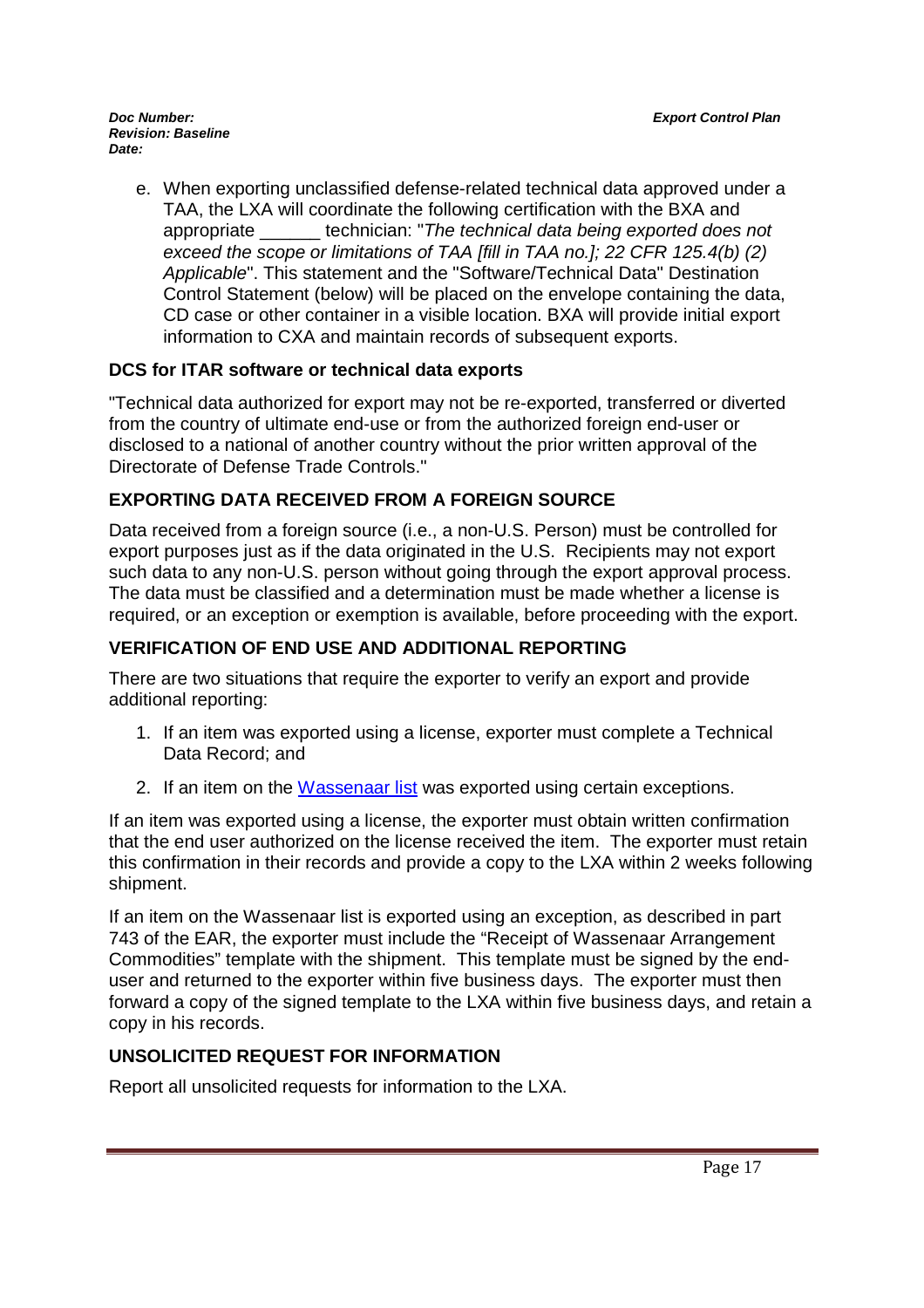e. When exporting unclassified defense-related technical data approved under a TAA, the LXA will coordinate the following certification with the BXA and appropriate ______ technician: "*The technical data being exported does not exceed the scope or limitations of TAA [fill in TAA no.]; 22 CFR 125.4(b) (2) Applicable*". This statement and the "Software/Technical Data" Destination Control Statement (below) will be placed on the envelope containing the data, CD case or other container in a visible location. BXA will provide initial export information to CXA and maintain records of subsequent exports.

**DCS for ITAR software or technical data exports**

"Technical data authorized for export may not be re-exported, transferred or diverted from the country of ultimate end-use or from the authorized foreign end-user or disclosed to a national of another country without the prior written approval of the Directorate of Defense Trade Controls."

## EXPORTING DATA RECEIVED FROM A FOREIGN SOURCE

Data received from a foreign source (i.e., a non-U.S. Person) must be controlled for export purposes just as if the data originated in the U.S. Recipients may not export such data to any non-U.S. person without going through the export approval process. The data must be classified and a determination must be made whether a license is required, or an exception or exemption is available, before proceeding with the export.

## VERIFICATION OF END USE AND ADDITIONAL REPORTING

There are two situations that require the exporter to verify an export and provide additional reporting:

1. If an item was exported using a license, exporter must complete a Technical Data Record; and
2. If an item on the Wassenaar list was exported using certain exceptions.

If an item was exported using a license, the exporter must obtain written confirmation that the end user authorized on the license received the item. The exporter must retain this confirmation in their records and provide a copy to the LXA within 2 weeks following shipment.

If an item on the Wassenaar list is exported using an exception, as described in part 743 of the EAR, the exporter must include the "Receipt of Wassenaar Arrangement Commodities" template with the shipment. This template must be signed by the end-user and returned to the exporter within five business days. The exporter must then forward a copy of the signed template to the LXA within five business days, and retain a copy in his records.

## UNSOLICITED REQUEST FOR INFORMATION

Report all unsolicited requests for information to the LXA.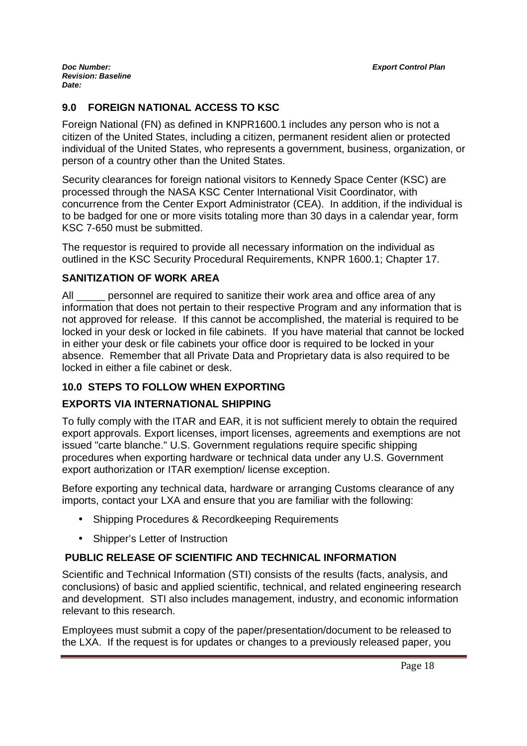## 9.0 FOREIGN NATIONAL ACCESS TO KSC

Foreign National (FN) as defined in KNPR1600.1 includes any person who is not a citizen of the United States, including a citizen, permanent resident alien or protected individual of the United States, who represents a government, business, organization, or person of a country other than the United States.

Security clearances for foreign national visitors to Kennedy Space Center (KSC) are processed through the NASA KSC Center International Visit Coordinator, with concurrence from the Center Export Administrator (CEA). In addition, if the individual is to be badged for one or more visits totaling more than 30 days in a calendar year, form KSC 7-650 must be submitted.

The requestor is required to provide all necessary information on the individual as outlined in the KSC Security Procedural Requirements, KNPR 1600.1; Chapter 17.

### SANITIZATION OF WORK AREA

All _____ personnel are required to sanitize their work area and office area of any information that does not pertain to their respective Program and any information that is not approved for release. If this cannot be accomplished, the material is required to be locked in your desk or locked in file cabinets. If you have material that cannot be locked in either your desk or file cabinets your office door is required to be locked in your absence. Remember that all Private Data and Proprietary data is also required to be locked in either a file cabinet or desk.

## 10.0 STEPS TO FOLLOW WHEN EXPORTING

### EXPORTS VIA INTERNATIONAL SHIPPING

To fully comply with the ITAR and EAR, it is not sufficient merely to obtain the required export approvals. Export licenses, import licenses, agreements and exemptions are not issued "carte blanche." U.S. Government regulations require specific shipping procedures when exporting hardware or technical data under any U.S. Government export authorization or ITAR exemption/ license exception.

Before exporting any technical data, hardware or arranging Customs clearance of any imports, contact your LXA and ensure that you are familiar with the following:

- Shipping Procedures & Recordkeeping Requirements
- Shipper's Letter of Instruction

### PUBLIC RELEASE OF SCIENTIFIC AND TECHNICAL INFORMATION

Scientific and Technical Information (STI) consists of the results (facts, analysis, and conclusions) of basic and applied scientific, technical, and related engineering research and development. STI also includes management, industry, and economic information relevant to this research.

Employees must submit a copy of the paper/presentation/document to be released to the LXA. If the request is for updates or changes to a previously released paper, you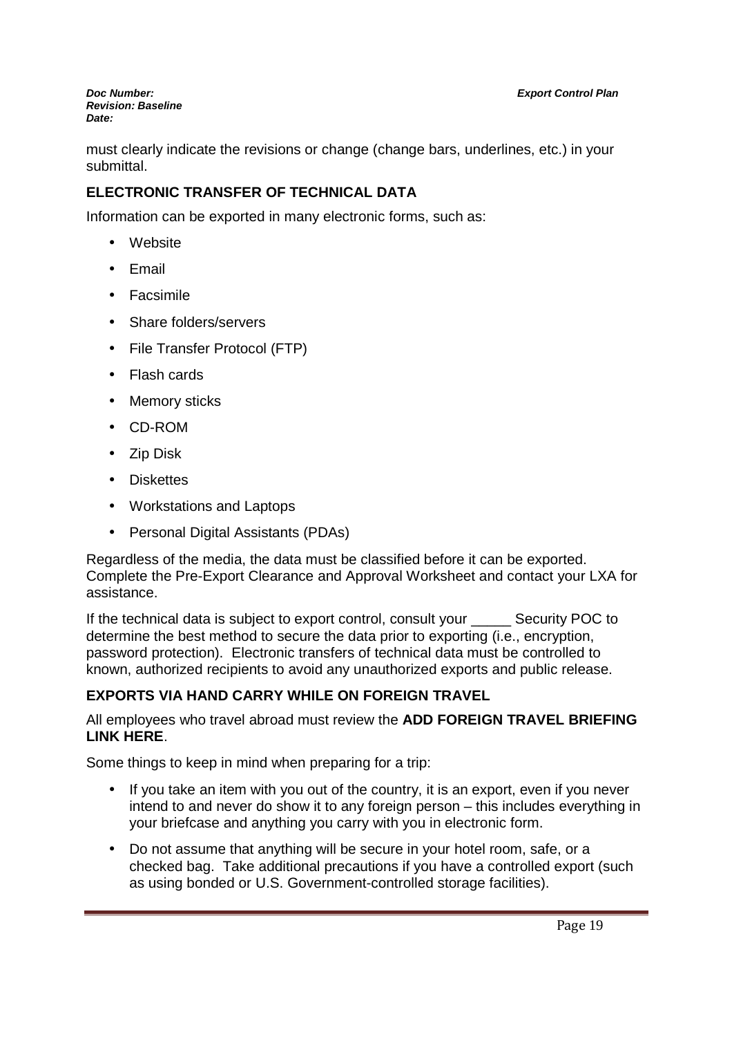must clearly indicate the revisions or change (change bars, underlines, etc.) in your submittal.

## ELECTRONIC TRANSFER OF TECHNICAL DATA

Information can be exported in many electronic forms, such as:

- Website
- Email
- Facsimile
- Share folders/servers
- File Transfer Protocol (FTP)
- Flash cards
- Memory sticks
- CD-ROM
- Zip Disk
- Diskettes
- Workstations and Laptops
- Personal Digital Assistants (PDAs)

Regardless of the media, the data must be classified before it can be exported. Complete the Pre-Export Clearance and Approval Worksheet and contact your LXA for assistance.

If the technical data is subject to export control, consult your _____ Security POC to determine the best method to secure the data prior to exporting (i.e., encryption, password protection). Electronic transfers of technical data must be controlled to known, authorized recipients to avoid any unauthorized exports and public release.

## EXPORTS VIA HAND CARRY WHILE ON FOREIGN TRAVEL

All employees who travel abroad must review the **ADD FOREIGN TRAVEL BRIEFING LINK HERE**.

Some things to keep in mind when preparing for a trip:

- If you take an item with you out of the country, it is an export, even if you never intend to and never do show it to any foreign person – this includes everything in your briefcase and anything you carry with you in electronic form.
- Do not assume that anything will be secure in your hotel room, safe, or a checked bag. Take additional precautions if you have a controlled export (such as using bonded or U.S. Government-controlled storage facilities).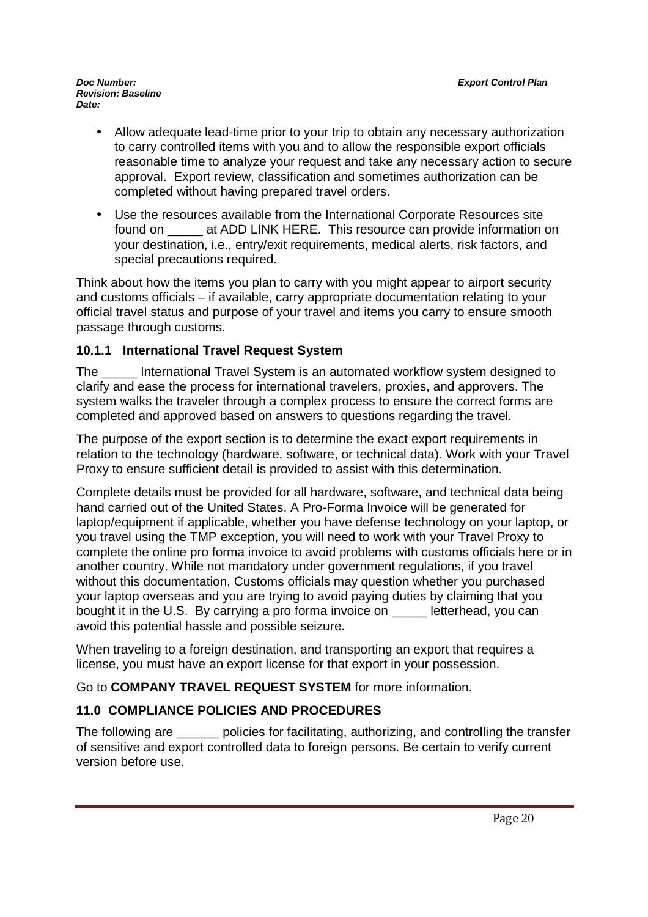- Allow adequate lead-time prior to your trip to obtain any necessary authorization to carry controlled items with you and to allow the responsible export officials reasonable time to analyze your request and take any necessary action to secure approval. Export review, classification and sometimes authorization can be completed without having prepared travel orders.
- Use the resources available from the International Corporate Resources site found on _____ at ADD LINK HERE. This resource can provide information on your destination, i.e., entry/exit requirements, medical alerts, risk factors, and special precautions required.

Think about how the items you plan to carry with you might appear to airport security and customs officials – if available, carry appropriate documentation relating to your official travel status and purpose of your travel and items you carry to ensure smooth passage through customs.

### 10.1.1 International Travel Request System

The _____ International Travel System is an automated workflow system designed to clarify and ease the process for international travelers, proxies, and approvers. The system walks the traveler through a complex process to ensure the correct forms are completed and approved based on answers to questions regarding the travel.

The purpose of the export section is to determine the exact export requirements in relation to the technology (hardware, software, or technical data). Work with your Travel Proxy to ensure sufficient detail is provided to assist with this determination.

Complete details must be provided for all hardware, software, and technical data being hand carried out of the United States. A Pro-Forma Invoice will be generated for laptop/equipment if applicable, whether you have defense technology on your laptop, or you travel using the TMP exception, you will need to work with your Travel Proxy to complete the online pro forma invoice to avoid problems with customs officials here or in another country. While not mandatory under government regulations, if you travel without this documentation, Customs officials may question whether you purchased your laptop overseas and you are trying to avoid paying duties by claiming that you bought it in the U.S. By carrying a pro forma invoice on _____ letterhead, you can avoid this potential hassle and possible seizure.

When traveling to a foreign destination, and transporting an export that requires a license, you must have an export license for that export in your possession.

Go to **COMPANY TRAVEL REQUEST SYSTEM** for more information.

## 11.0 COMPLIANCE POLICIES AND PROCEDURES

The following are ______ policies for facilitating, authorizing, and controlling the transfer of sensitive and export controlled data to foreign persons. Be certain to verify current version before use.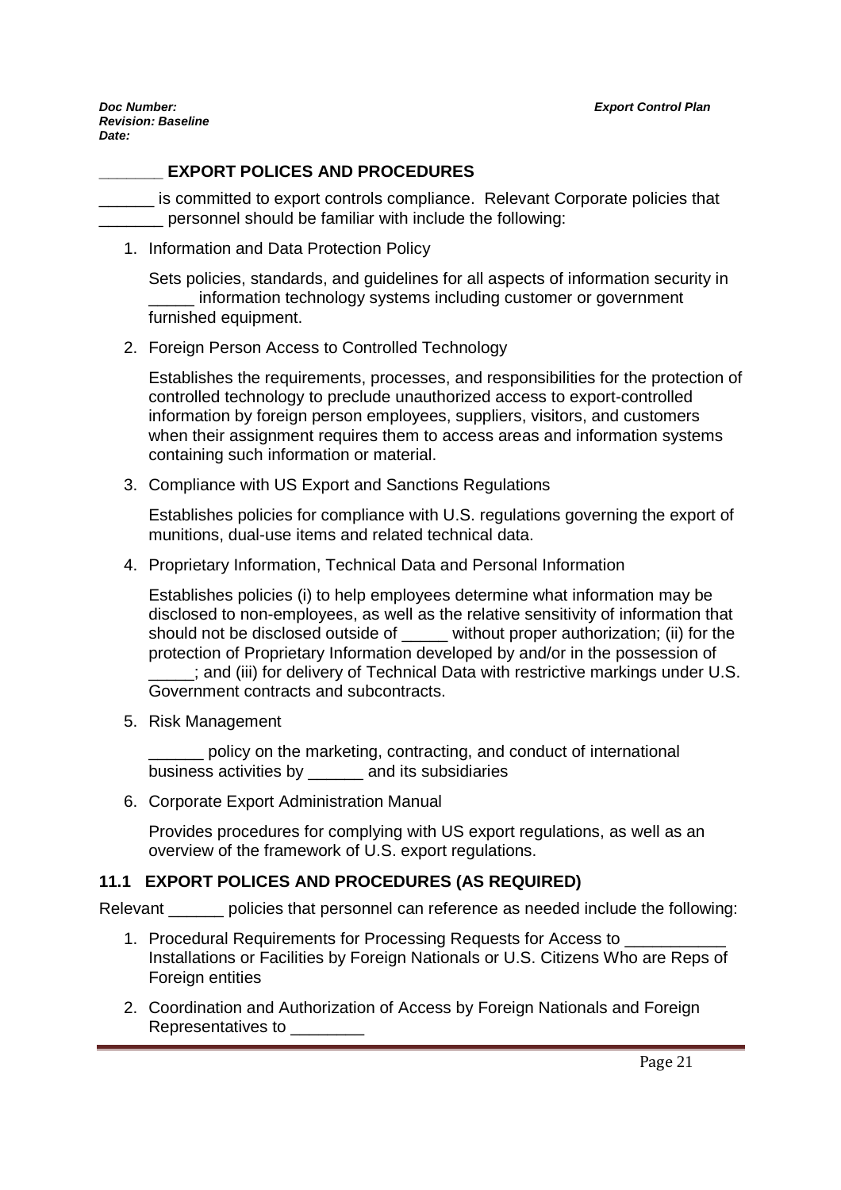## _______ EXPORT POLICES AND PROCEDURES

______ is committed to export controls compliance. Relevant Corporate policies that _______ personnel should be familiar with include the following:

1. Information and Data Protection Policy

   Sets policies, standards, and guidelines for all aspects of information security in _____ information technology systems including customer or government furnished equipment.

2. Foreign Person Access to Controlled Technology

   Establishes the requirements, processes, and responsibilities for the protection of controlled technology to preclude unauthorized access to export-controlled information by foreign person employees, suppliers, visitors, and customers when their assignment requires them to access areas and information systems containing such information or material.

3. Compliance with US Export and Sanctions Regulations

   Establishes policies for compliance with U.S. regulations governing the export of munitions, dual-use items and related technical data.

4. Proprietary Information, Technical Data and Personal Information

   Establishes policies (i) to help employees determine what information may be disclosed to non-employees, as well as the relative sensitivity of information that should not be disclosed outside of _____ without proper authorization; (ii) for the protection of Proprietary Information developed by and/or in the possession of _____; and (iii) for delivery of Technical Data with restrictive markings under U.S. Government contracts and subcontracts.

5. Risk Management

   ______ policy on the marketing, contracting, and conduct of international business activities by ______ and its subsidiaries

6. Corporate Export Administration Manual

   Provides procedures for complying with US export regulations, as well as an overview of the framework of U.S. export regulations.

### 11.1 EXPORT POLICES AND PROCEDURES (AS REQUIRED)

Relevant ______ policies that personnel can reference as needed include the following:

1. Procedural Requirements for Processing Requests for Access to ___________ Installations or Facilities by Foreign Nationals or U.S. Citizens Who are Reps of Foreign entities

2. Coordination and Authorization of Access by Foreign Nationals and Foreign Representatives to ________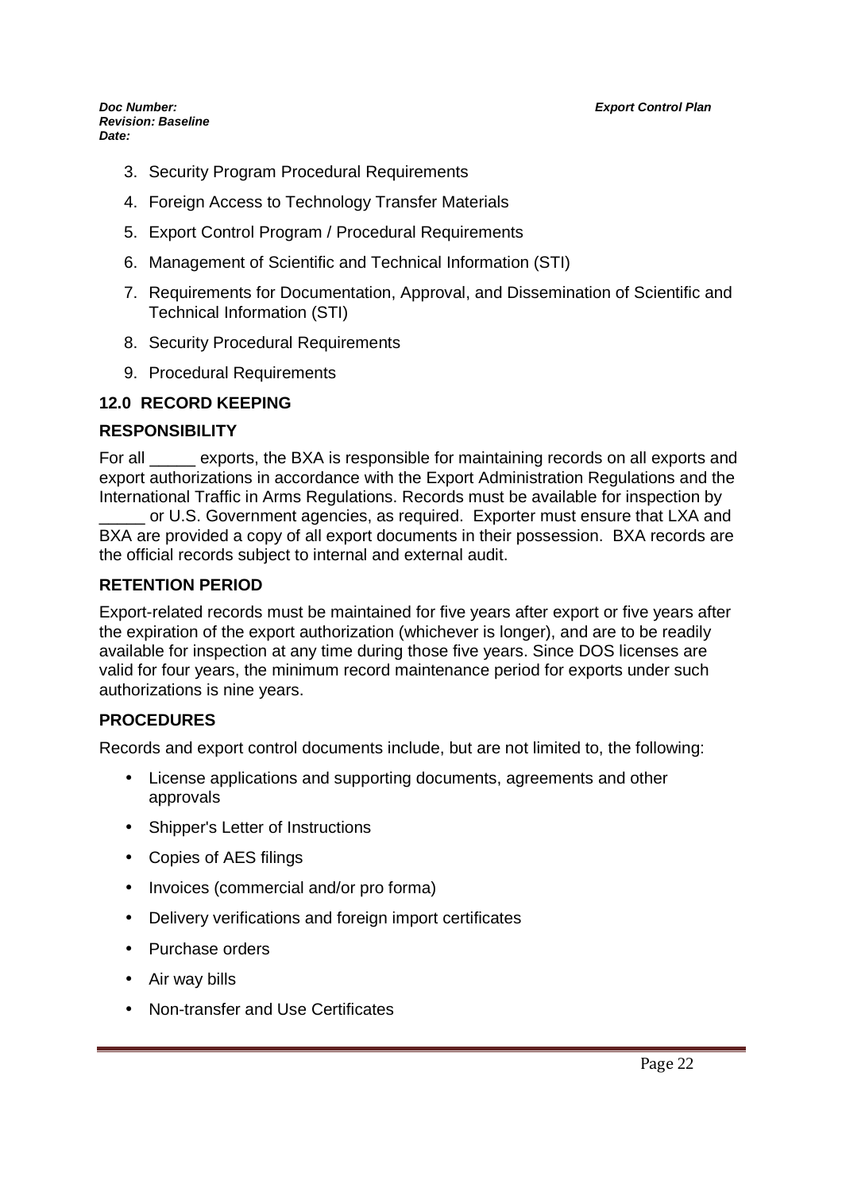3. Security Program Procedural Requirements
4. Foreign Access to Technology Transfer Materials
5. Export Control Program / Procedural Requirements
6. Management of Scientific and Technical Information (STI)
7. Requirements for Documentation, Approval, and Dissemination of Scientific and Technical Information (STI)
8. Security Procedural Requirements
9. Procedural Requirements

## 12.0 RECORD KEEPING

### RESPONSIBILITY

For all _____ exports, the BXA is responsible for maintaining records on all exports and export authorizations in accordance with the Export Administration Regulations and the International Traffic in Arms Regulations. Records must be available for inspection by _____ or U.S. Government agencies, as required. Exporter must ensure that LXA and BXA are provided a copy of all export documents in their possession. BXA records are the official records subject to internal and external audit.

### RETENTION PERIOD

Export-related records must be maintained for five years after export or five years after the expiration of the export authorization (whichever is longer), and are to be readily available for inspection at any time during those five years. Since DOS licenses are valid for four years, the minimum record maintenance period for exports under such authorizations is nine years.

### PROCEDURES

Records and export control documents include, but are not limited to, the following:

- License applications and supporting documents, agreements and other approvals
- Shipper's Letter of Instructions
- Copies of AES filings
- Invoices (commercial and/or pro forma)
- Delivery verifications and foreign import certificates
- Purchase orders
- Air way bills
- Non-transfer and Use Certificates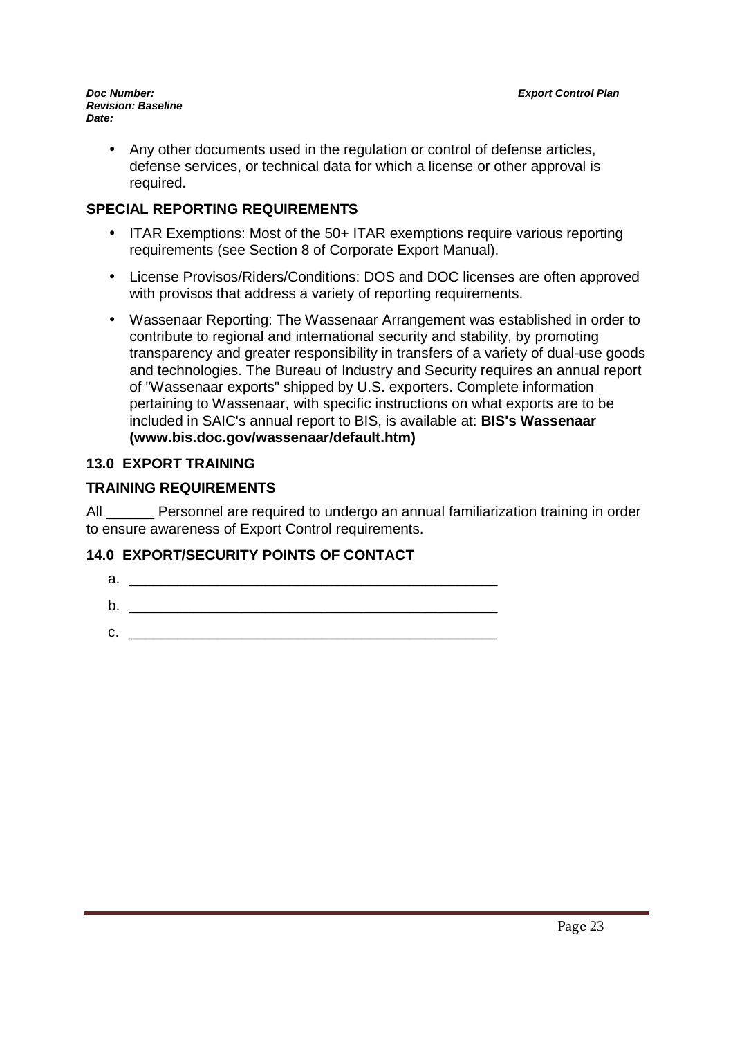- Any other documents used in the regulation or control of defense articles, defense services, or technical data for which a license or other approval is required.

## SPECIAL REPORTING REQUIREMENTS

- ITAR Exemptions: Most of the 50+ ITAR exemptions require various reporting requirements (see Section 8 of Corporate Export Manual).
- License Provisos/Riders/Conditions: DOS and DOC licenses are often approved with provisos that address a variety of reporting requirements.
- Wassenaar Reporting: The Wassenaar Arrangement was established in order to contribute to regional and international security and stability, by promoting transparency and greater responsibility in transfers of a variety of dual-use goods and technologies. The Bureau of Industry and Security requires an annual report of "Wassenaar exports" shipped by U.S. exporters. Complete information pertaining to Wassenaar, with specific instructions on what exports are to be included in SAIC's annual report to BIS, is available at: **BIS's Wassenaar (www.bis.doc.gov/wassenaar/default.htm)**

## 13.0 EXPORT TRAINING

## TRAINING REQUIREMENTS

All ______ Personnel are required to undergo an annual familiarization training in order to ensure awareness of Export Control requirements.

## 14.0 EXPORT/SECURITY POINTS OF CONTACT

a. _______________________________________________

b. _______________________________________________

c. _______________________________________________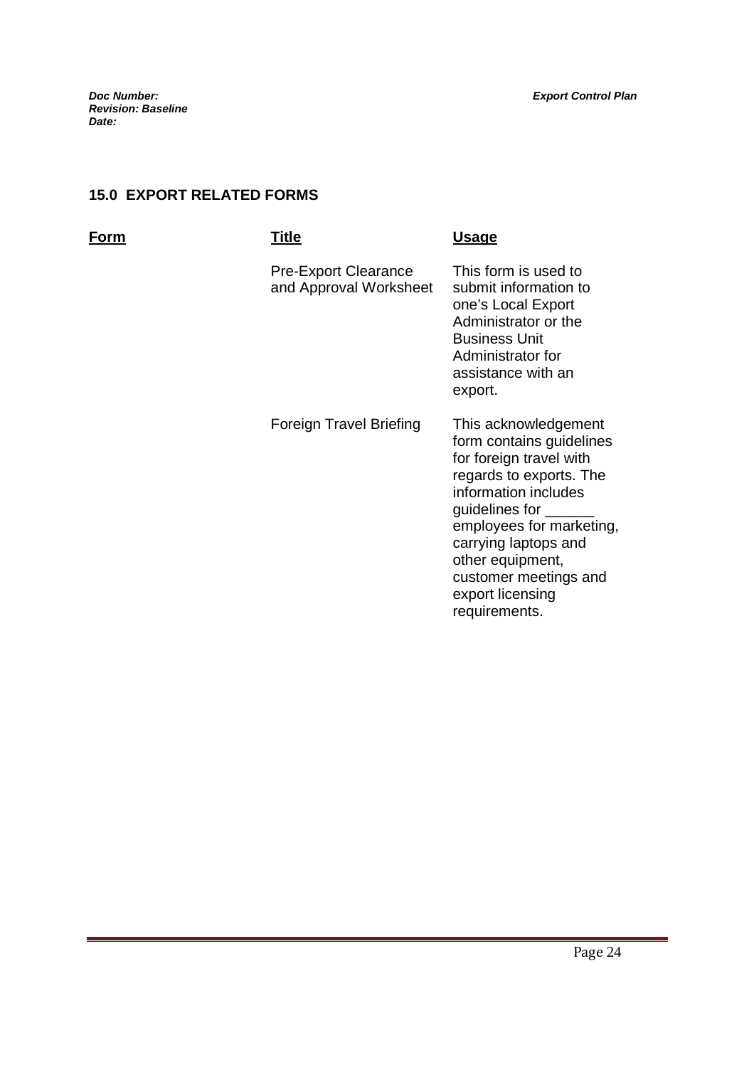## 15.0 EXPORT RELATED FORMS

| Form | Title | Usage |
|---|---|---|
| | Pre-Export Clearance and Approval Worksheet | This form is used to submit information to one's Local Export Administrator or the Business Unit Administrator for assistance with an export. |
| | Foreign Travel Briefing | This acknowledgement form contains guidelines for foreign travel with regards to exports. The information includes guidelines for ______ employees for marketing, carrying laptops and other equipment, customer meetings and export licensing requirements. |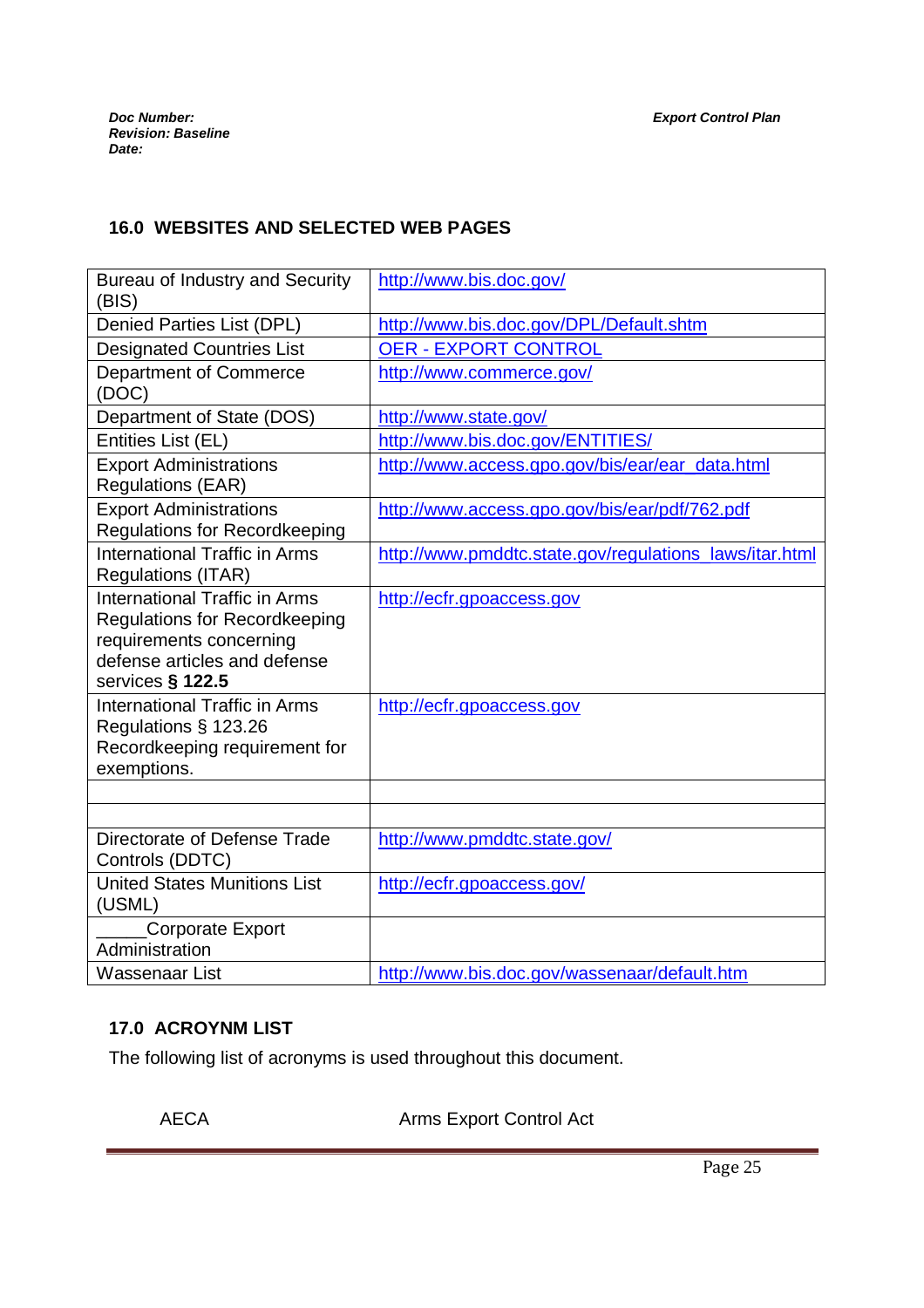## 16.0 WEBSITES AND SELECTED WEB PAGES

| | |
|---|---|
| Bureau of Industry and Security (BIS) | http://www.bis.doc.gov/ |
| Denied Parties List (DPL) | http://www.bis.doc.gov/DPL/Default.shtm |
| Designated Countries List | OER - EXPORT CONTROL |
| Department of Commerce (DOC) | http://www.commerce.gov/ |
| Department of State (DOS) | http://www.state.gov/ |
| Entities List (EL) | http://www.bis.doc.gov/ENTITIES/ |
| Export Administrations Regulations (EAR) | http://www.access.gpo.gov/bis/ear/ear_data.html |
| Export Administrations Regulations for Recordkeeping | http://www.access.gpo.gov/bis/ear/pdf/762.pdf |
| International Traffic in Arms Regulations (ITAR) | http://www.pmddtc.state.gov/regulations_laws/itar.html |
| International Traffic in Arms Regulations for Recordkeeping requirements concerning defense articles and defense services **§ 122.5** | http://ecfr.gpoaccess.gov |
| International Traffic in Arms Regulations § 123.26 Recordkeeping requirement for exemptions. | http://ecfr.gpoaccess.gov |
| | |
| | |
| Directorate of Defense Trade Controls (DDTC) | http://www.pmddtc.state.gov/ |
| United States Munitions List (USML) | http://ecfr.gpoaccess.gov/ |
| _____Corporate Export Administration | |
| Wassenaar List | http://www.bis.doc.gov/wassenaar/default.htm |

## 17.0 ACROYNM LIST

The following list of acronyms is used throughout this document.

| | |
|---|---|
| AECA | Arms Export Control Act |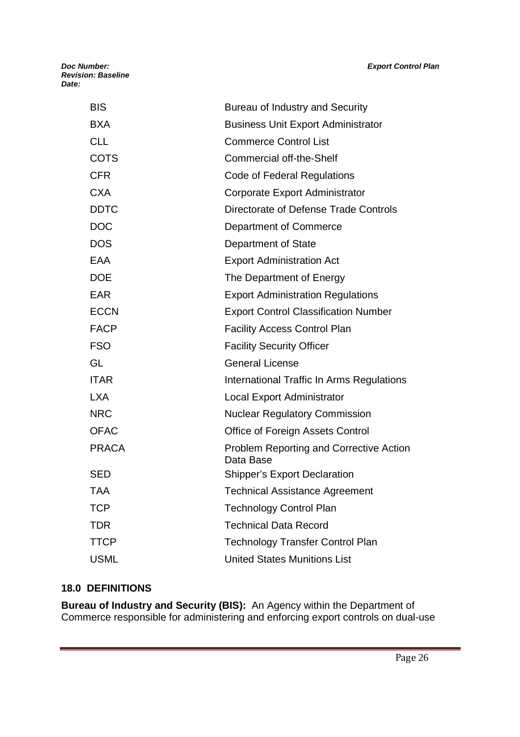| | |
|---|---|
| BIS | Bureau of Industry and Security |
| BXA | Business Unit Export Administrator |
| CLL | Commerce Control List |
| COTS | Commercial off-the-Shelf |
| CFR | Code of Federal Regulations |
| CXA | Corporate Export Administrator |
| DDTC | Directorate of Defense Trade Controls |
| DOC | Department of Commerce |
| DOS | Department of State |
| EAA | Export Administration Act |
| DOE | The Department of Energy |
| EAR | Export Administration Regulations |
| ECCN | Export Control Classification Number |
| FACP | Facility Access Control Plan |
| FSO | Facility Security Officer |
| GL | General License |
| ITAR | International Traffic In Arms Regulations |
| LXA | Local Export Administrator |
| NRC | Nuclear Regulatory Commission |
| OFAC | Office of Foreign Assets Control |
| PRACA | Problem Reporting and Corrective Action Data Base |
| SED | Shipper's Export Declaration |
| TAA | Technical Assistance Agreement |
| TCP | Technology Control Plan |
| TDR | Technical Data Record |
| TTCP | Technology Transfer Control Plan |
| USML | United States Munitions List |

## 18.0 DEFINITIONS

**Bureau of Industry and Security (BIS):** An Agency within the Department of Commerce responsible for administering and enforcing export controls on dual-use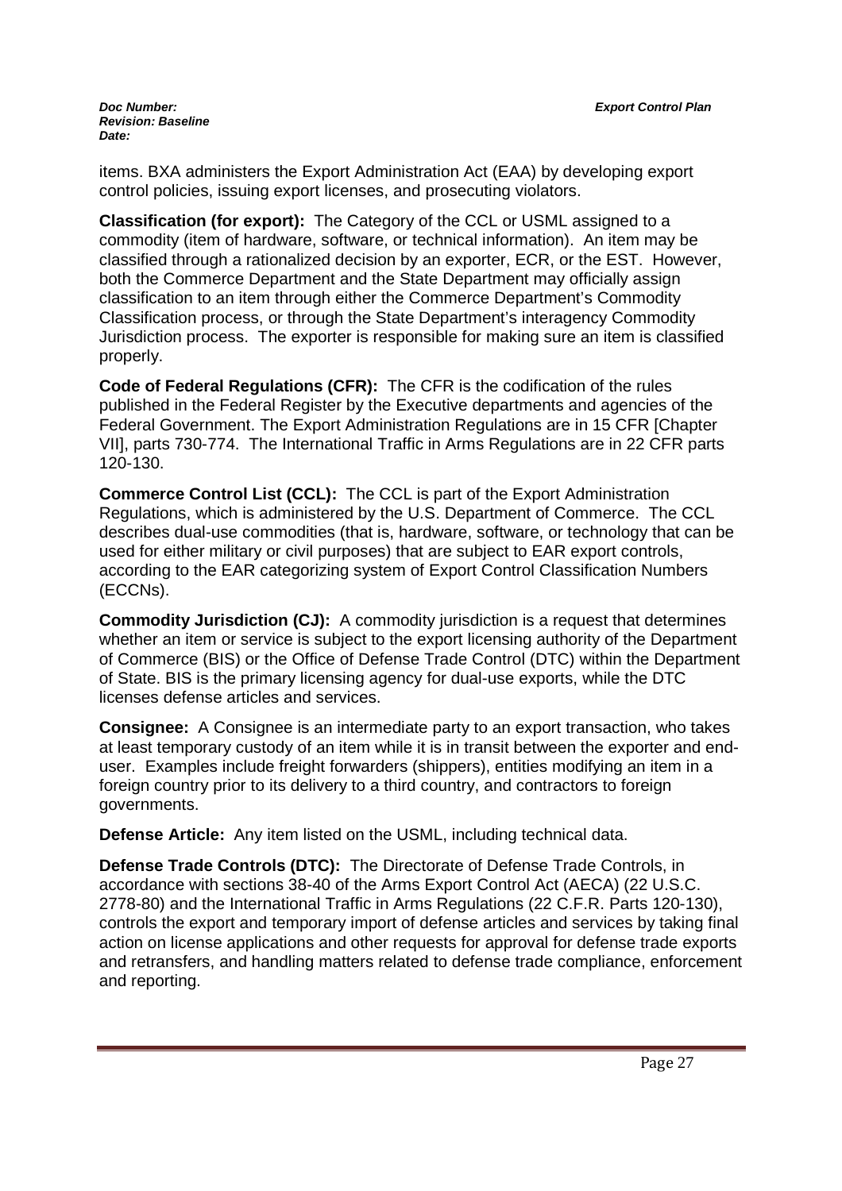items. BXA administers the Export Administration Act (EAA) by developing export control policies, issuing export licenses, and prosecuting violators.

**Classification (for export):** The Category of the CCL or USML assigned to a commodity (item of hardware, software, or technical information). An item may be classified through a rationalized decision by an exporter, ECR, or the EST. However, both the Commerce Department and the State Department may officially assign classification to an item through either the Commerce Department's Commodity Classification process, or through the State Department's interagency Commodity Jurisdiction process. The exporter is responsible for making sure an item is classified properly.

**Code of Federal Regulations (CFR):** The CFR is the codification of the rules published in the Federal Register by the Executive departments and agencies of the Federal Government. The Export Administration Regulations are in 15 CFR [Chapter VII], parts 730-774. The International Traffic in Arms Regulations are in 22 CFR parts 120-130.

**Commerce Control List (CCL):** The CCL is part of the Export Administration Regulations, which is administered by the U.S. Department of Commerce. The CCL describes dual-use commodities (that is, hardware, software, or technology that can be used for either military or civil purposes) that are subject to EAR export controls, according to the EAR categorizing system of Export Control Classification Numbers (ECCNs).

**Commodity Jurisdiction (CJ):** A commodity jurisdiction is a request that determines whether an item or service is subject to the export licensing authority of the Department of Commerce (BIS) or the Office of Defense Trade Control (DTC) within the Department of State. BIS is the primary licensing agency for dual-use exports, while the DTC licenses defense articles and services.

**Consignee:** A Consignee is an intermediate party to an export transaction, who takes at least temporary custody of an item while it is in transit between the exporter and end-user. Examples include freight forwarders (shippers), entities modifying an item in a foreign country prior to its delivery to a third country, and contractors to foreign governments.

**Defense Article:** Any item listed on the USML, including technical data.

**Defense Trade Controls (DTC):** The Directorate of Defense Trade Controls, in accordance with sections 38-40 of the Arms Export Control Act (AECA) (22 U.S.C. 2778-80) and the International Traffic in Arms Regulations (22 C.F.R. Parts 120-130), controls the export and temporary import of defense articles and services by taking final action on license applications and other requests for approval for defense trade exports and retransfers, and handling matters related to defense trade compliance, enforcement and reporting.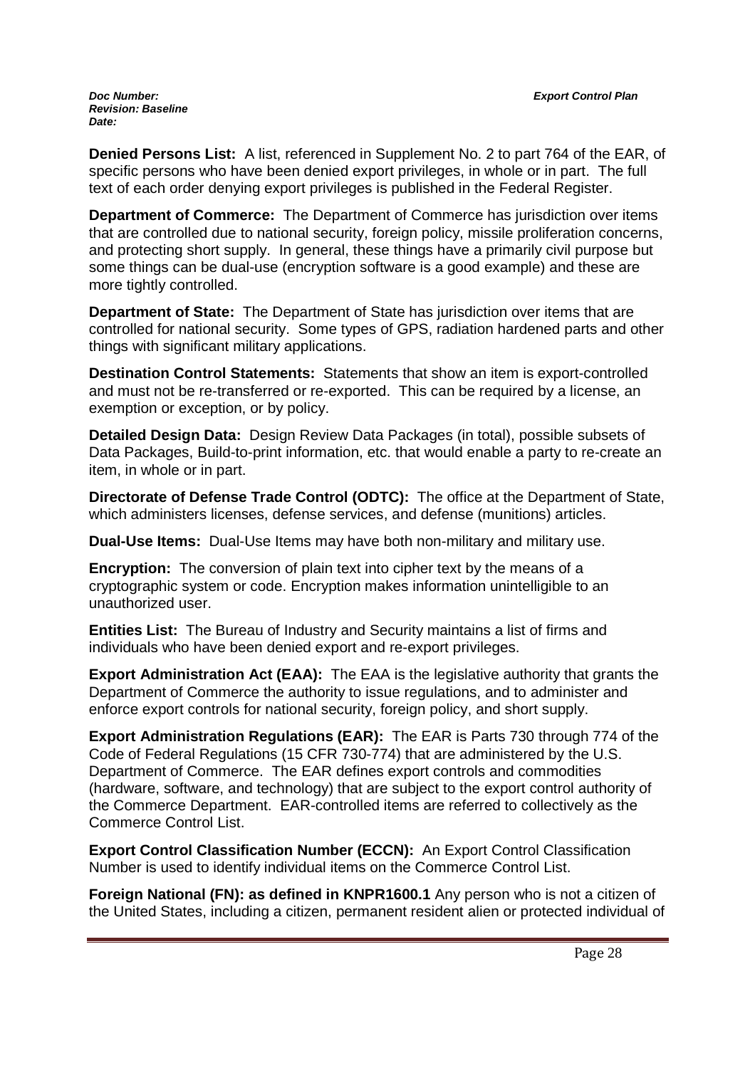**Denied Persons List:** A list, referenced in Supplement No. 2 to part 764 of the EAR, of specific persons who have been denied export privileges, in whole or in part. The full text of each order denying export privileges is published in the Federal Register.

**Department of Commerce:** The Department of Commerce has jurisdiction over items that are controlled due to national security, foreign policy, missile proliferation concerns, and protecting short supply. In general, these things have a primarily civil purpose but some things can be dual-use (encryption software is a good example) and these are more tightly controlled.

**Department of State:** The Department of State has jurisdiction over items that are controlled for national security. Some types of GPS, radiation hardened parts and other things with significant military applications.

**Destination Control Statements:** Statements that show an item is export-controlled and must not be re-transferred or re-exported. This can be required by a license, an exemption or exception, or by policy.

**Detailed Design Data:** Design Review Data Packages (in total), possible subsets of Data Packages, Build-to-print information, etc. that would enable a party to re-create an item, in whole or in part.

**Directorate of Defense Trade Control (ODTC):** The office at the Department of State, which administers licenses, defense services, and defense (munitions) articles.

**Dual-Use Items:** Dual-Use Items may have both non-military and military use.

**Encryption:** The conversion of plain text into cipher text by the means of a cryptographic system or code. Encryption makes information unintelligible to an unauthorized user.

**Entities List:** The Bureau of Industry and Security maintains a list of firms and individuals who have been denied export and re-export privileges.

**Export Administration Act (EAA):** The EAA is the legislative authority that grants the Department of Commerce the authority to issue regulations, and to administer and enforce export controls for national security, foreign policy, and short supply.

**Export Administration Regulations (EAR):** The EAR is Parts 730 through 774 of the Code of Federal Regulations (15 CFR 730-774) that are administered by the U.S. Department of Commerce. The EAR defines export controls and commodities (hardware, software, and technology) that are subject to the export control authority of the Commerce Department. EAR-controlled items are referred to collectively as the Commerce Control List.

**Export Control Classification Number (ECCN):** An Export Control Classification Number is used to identify individual items on the Commerce Control List.

**Foreign National (FN): as defined in KNPR1600.1** Any person who is not a citizen of the United States, including a citizen, permanent resident alien or protected individual of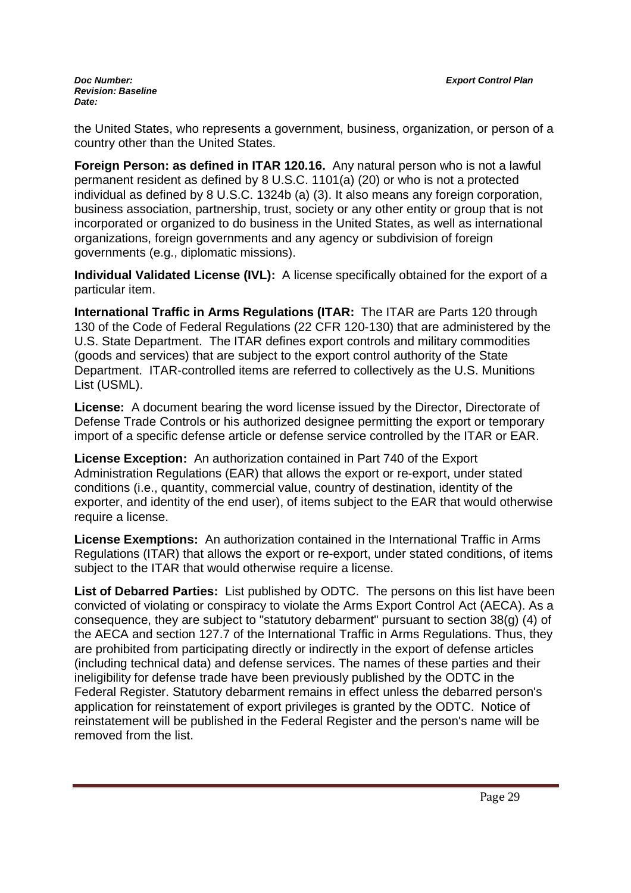the United States, who represents a government, business, organization, or person of a country other than the United States.

**Foreign Person: as defined in ITAR 120.16.** Any natural person who is not a lawful permanent resident as defined by 8 U.S.C. 1101(a) (20) or who is not a protected individual as defined by 8 U.S.C. 1324b (a) (3). It also means any foreign corporation, business association, partnership, trust, society or any other entity or group that is not incorporated or organized to do business in the United States, as well as international organizations, foreign governments and any agency or subdivision of foreign governments (e.g., diplomatic missions).

**Individual Validated License (IVL):** A license specifically obtained for the export of a particular item.

**International Traffic in Arms Regulations (ITAR:** The ITAR are Parts 120 through 130 of the Code of Federal Regulations (22 CFR 120-130) that are administered by the U.S. State Department. The ITAR defines export controls and military commodities (goods and services) that are subject to the export control authority of the State Department. ITAR-controlled items are referred to collectively as the U.S. Munitions List (USML).

**License:** A document bearing the word license issued by the Director, Directorate of Defense Trade Controls or his authorized designee permitting the export or temporary import of a specific defense article or defense service controlled by the ITAR or EAR.

**License Exception:** An authorization contained in Part 740 of the Export Administration Regulations (EAR) that allows the export or re-export, under stated conditions (i.e., quantity, commercial value, country of destination, identity of the exporter, and identity of the end user), of items subject to the EAR that would otherwise require a license.

**License Exemptions:** An authorization contained in the International Traffic in Arms Regulations (ITAR) that allows the export or re-export, under stated conditions, of items subject to the ITAR that would otherwise require a license.

**List of Debarred Parties:** List published by ODTC. The persons on this list have been convicted of violating or conspiracy to violate the Arms Export Control Act (AECA). As a consequence, they are subject to "statutory debarment" pursuant to section 38(g) (4) of the AECA and section 127.7 of the International Traffic in Arms Regulations. Thus, they are prohibited from participating directly or indirectly in the export of defense articles (including technical data) and defense services. The names of these parties and their ineligibility for defense trade have been previously published by the ODTC in the Federal Register. Statutory debarment remains in effect unless the debarred person's application for reinstatement of export privileges is granted by the ODTC. Notice of reinstatement will be published in the Federal Register and the person's name will be removed from the list.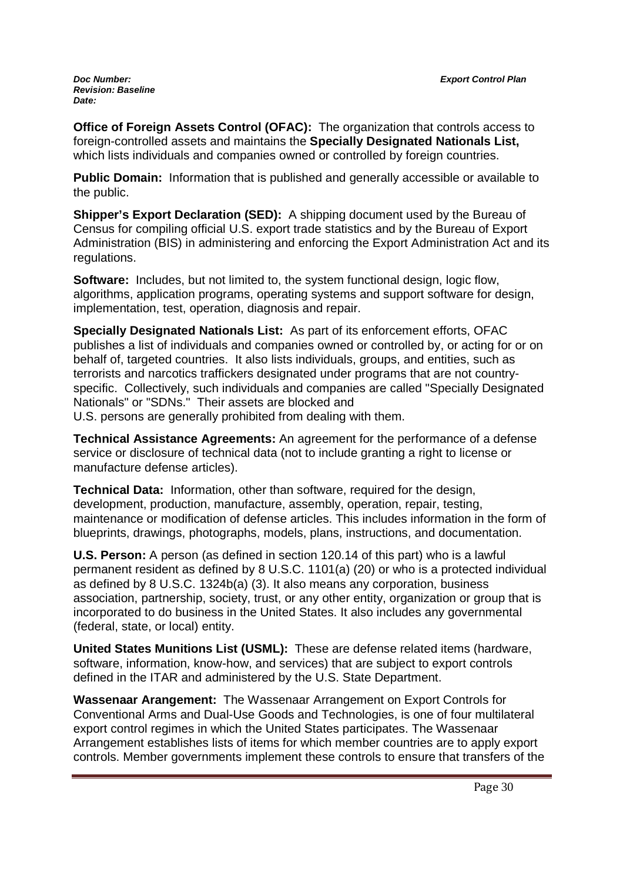**Office of Foreign Assets Control (OFAC):** The organization that controls access to foreign-controlled assets and maintains the **Specially Designated Nationals List,** which lists individuals and companies owned or controlled by foreign countries.

**Public Domain:** Information that is published and generally accessible or available to the public.

**Shipper's Export Declaration (SED):** A shipping document used by the Bureau of Census for compiling official U.S. export trade statistics and by the Bureau of Export Administration (BIS) in administering and enforcing the Export Administration Act and its regulations.

**Software:** Includes, but not limited to, the system functional design, logic flow, algorithms, application programs, operating systems and support software for design, implementation, test, operation, diagnosis and repair.

**Specially Designated Nationals List:** As part of its enforcement efforts, OFAC publishes a list of individuals and companies owned or controlled by, or acting for or on behalf of, targeted countries. It also lists individuals, groups, and entities, such as terrorists and narcotics traffickers designated under programs that are not country-specific. Collectively, such individuals and companies are called "Specially Designated Nationals" or "SDNs." Their assets are blocked and U.S. persons are generally prohibited from dealing with them.

**Technical Assistance Agreements:** An agreement for the performance of a defense service or disclosure of technical data (not to include granting a right to license or manufacture defense articles).

**Technical Data:** Information, other than software, required for the design, development, production, manufacture, assembly, operation, repair, testing, maintenance or modification of defense articles. This includes information in the form of blueprints, drawings, photographs, models, plans, instructions, and documentation.

**U.S. Person:** A person (as defined in section 120.14 of this part) who is a lawful permanent resident as defined by 8 U.S.C. 1101(a) (20) or who is a protected individual as defined by 8 U.S.C. 1324b(a) (3). It also means any corporation, business association, partnership, society, trust, or any other entity, organization or group that is incorporated to do business in the United States. It also includes any governmental (federal, state, or local) entity.

**United States Munitions List (USML):** These are defense related items (hardware, software, information, know-how, and services) that are subject to export controls defined in the ITAR and administered by the U.S. State Department.

**Wassenaar Arrangement:** The Wassenaar Arrangement on Export Controls for Conventional Arms and Dual-Use Goods and Technologies, is one of four multilateral export control regimes in which the United States participates. The Wassenaar Arrangement establishes lists of items for which member countries are to apply export controls. Member governments implement these controls to ensure that transfers of the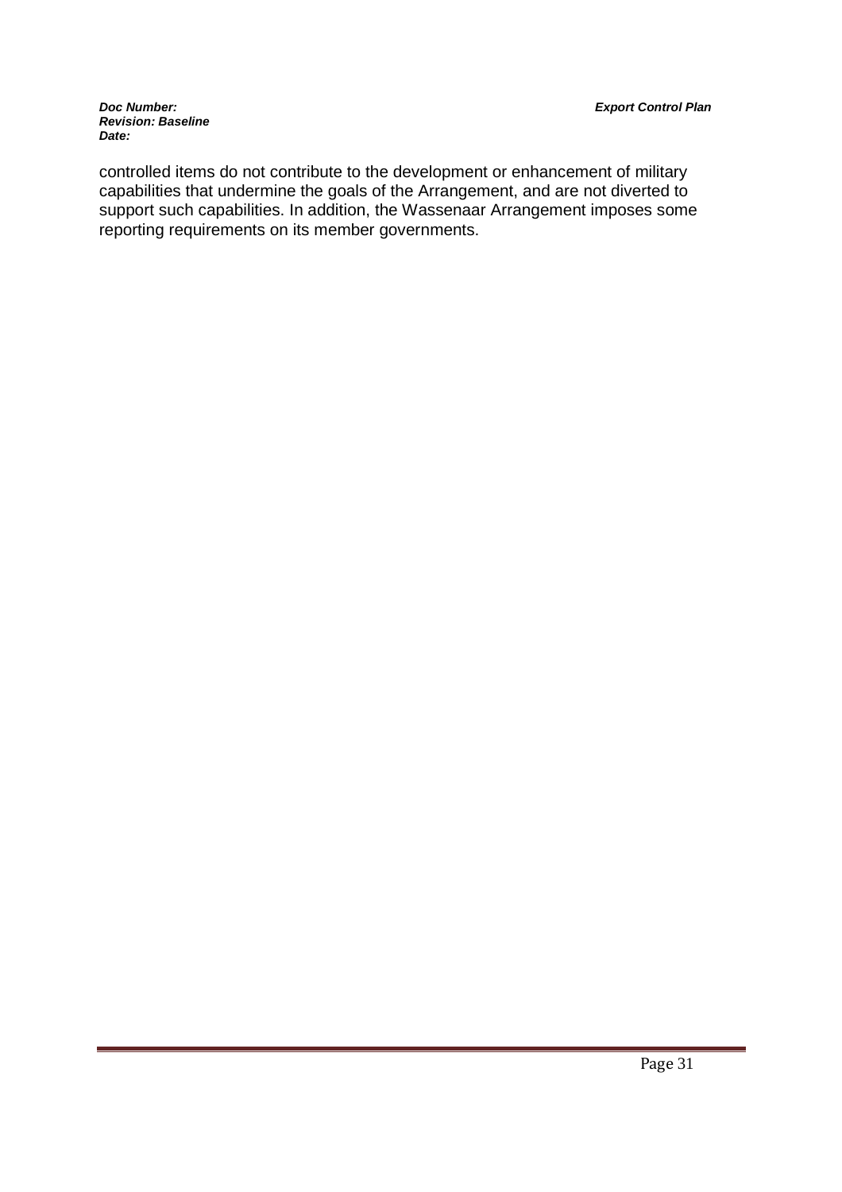controlled items do not contribute to the development or enhancement of military capabilities that undermine the goals of the Arrangement, and are not diverted to support such capabilities. In addition, the Wassenaar Arrangement imposes some reporting requirements on its member governments.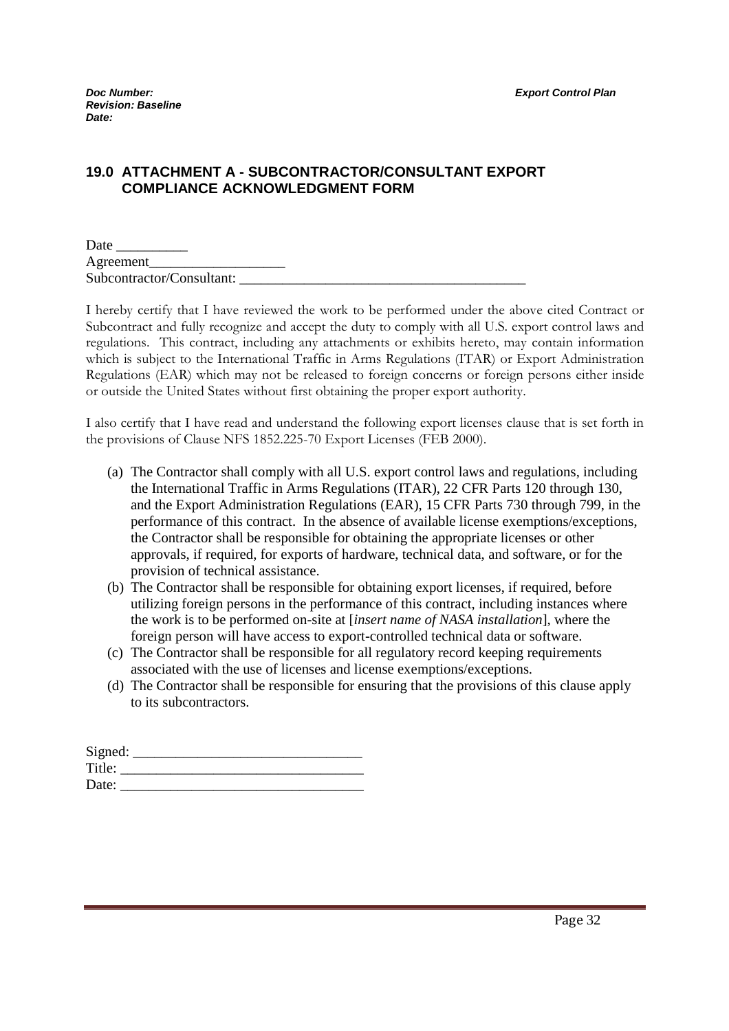## 19.0 ATTACHMENT A - SUBCONTRACTOR/CONSULTANT EXPORT COMPLIANCE ACKNOWLEDGMENT FORM

Date __________
Agreement___________________
Subcontractor/Consultant: ________________________________________

I hereby certify that I have reviewed the work to be performed under the above cited Contract or Subcontract and fully recognize and accept the duty to comply with all U.S. export control laws and regulations. This contract, including any attachments or exhibits hereto, may contain information which is subject to the International Traffic in Arms Regulations (ITAR) or Export Administration Regulations (EAR) which may not be released to foreign concerns or foreign persons either inside or outside the United States without first obtaining the proper export authority.

I also certify that I have read and understand the following export licenses clause that is set forth in the provisions of Clause NFS 1852.225-70 Export Licenses (FEB 2000).

(a) The Contractor shall comply with all U.S. export control laws and regulations, including the International Traffic in Arms Regulations (ITAR), 22 CFR Parts 120 through 130, and the Export Administration Regulations (EAR), 15 CFR Parts 730 through 799, in the performance of this contract. In the absence of available license exemptions/exceptions, the Contractor shall be responsible for obtaining the appropriate licenses or other approvals, if required, for exports of hardware, technical data, and software, or for the provision of technical assistance.

(b) The Contractor shall be responsible for obtaining export licenses, if required, before utilizing foreign persons in the performance of this contract, including instances where the work is to be performed on-site at [*insert name of NASA installation*], where the foreign person will have access to export-controlled technical data or software.

(c) The Contractor shall be responsible for all regulatory record keeping requirements associated with the use of licenses and license exemptions/exceptions.

(d) The Contractor shall be responsible for ensuring that the provisions of this clause apply to its subcontractors.

Signed: _______________________________
Title: _________________________________
Date: _________________________________